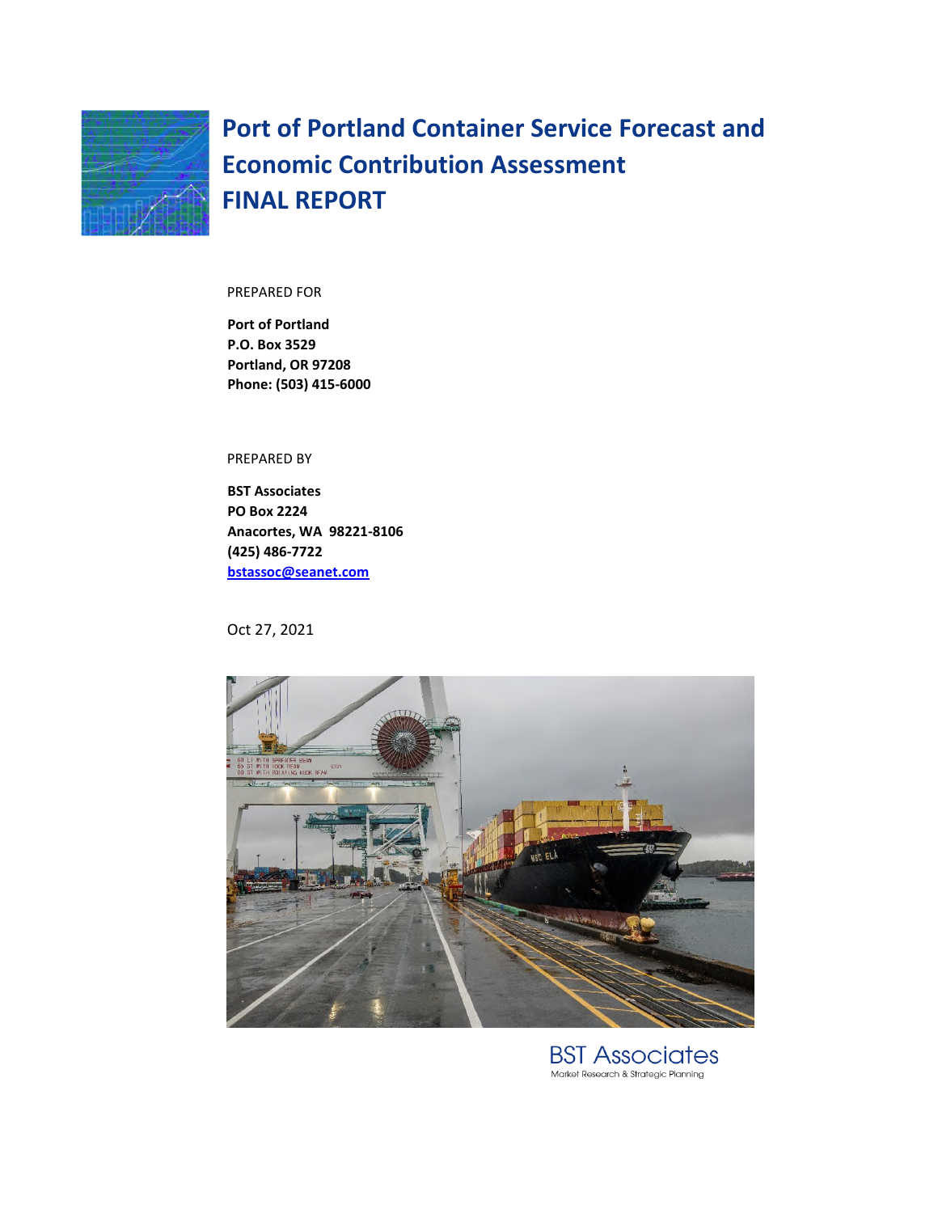# Port of Portland Container Service Forecast and Economic Contribution Assessment
# FINAL REPORT

PREPARED FOR

**Port of Portland**
**P.O. Box 3529**
**Portland, OR 97208**
**Phone: (503) 415-6000**

PREPARED BY

**BST Associates**
**PO Box 2224**
**Anacortes, WA 98221-8106**
**(425) 486-7722**
**bstassoc@seanet.com**

Oct 27, 2021

BST Associates
Market Research & Strategic Planning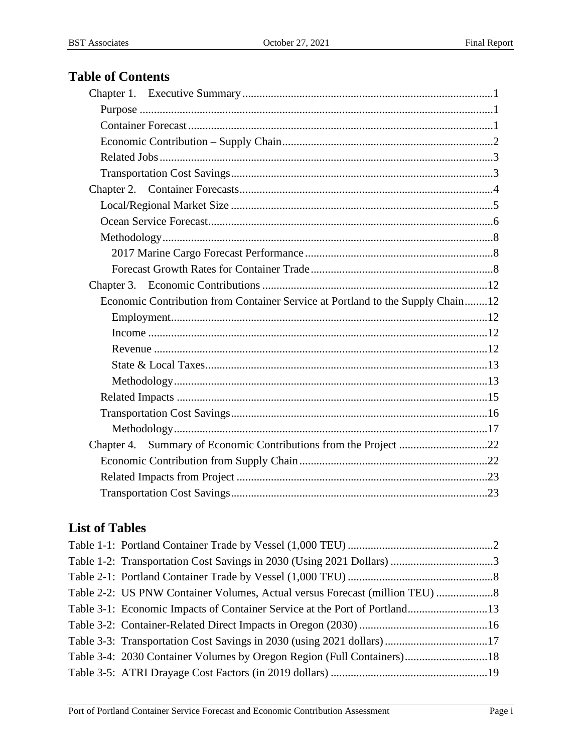## Table of Contents

- Chapter 1. Executive Summary ....... 1
  - Purpose ....... 1
  - Container Forecast ....... 1
  - Economic Contribution – Supply Chain ....... 2
  - Related Jobs ....... 3
  - Transportation Cost Savings ....... 3
- Chapter 2. Container Forecasts ....... 4
  - Local/Regional Market Size ....... 5
  - Ocean Service Forecast ....... 6
  - Methodology ....... 8
    - 2017 Marine Cargo Forecast Performance ....... 8
    - Forecast Growth Rates for Container Trade ....... 8
- Chapter 3. Economic Contributions ....... 12
  - Economic Contribution from Container Service at Portland to the Supply Chain ....... 12
    - Employment ....... 12
    - Income ....... 12
    - Revenue ....... 12
    - State & Local Taxes ....... 13
    - Methodology ....... 13
  - Related Impacts ....... 15
  - Transportation Cost Savings ....... 16
    - Methodology ....... 17
- Chapter 4. Summary of Economic Contributions from the Project ....... 22
  - Economic Contribution from Supply Chain ....... 22
  - Related Impacts from Project ....... 23
  - Transportation Cost Savings ....... 23

## List of Tables

- Table 1-1: Portland Container Trade by Vessel (1,000 TEU) ....... 2
- Table 1-2: Transportation Cost Savings in 2030 (Using 2021 Dollars) ....... 3
- Table 2-1: Portland Container Trade by Vessel (1,000 TEU) ....... 8
- Table 2-2: US PNW Container Volumes, Actual versus Forecast (million TEU) ....... 8
- Table 3-1: Economic Impacts of Container Service at the Port of Portland ....... 13
- Table 3-2: Container-Related Direct Impacts in Oregon (2030) ....... 16
- Table 3-3: Transportation Cost Savings in 2030 (using 2021 dollars) ....... 17
- Table 3-4: 2030 Container Volumes by Oregon Region (Full Containers) ....... 18
- Table 3-5: ATRI Drayage Cost Factors (in 2019 dollars) ....... 19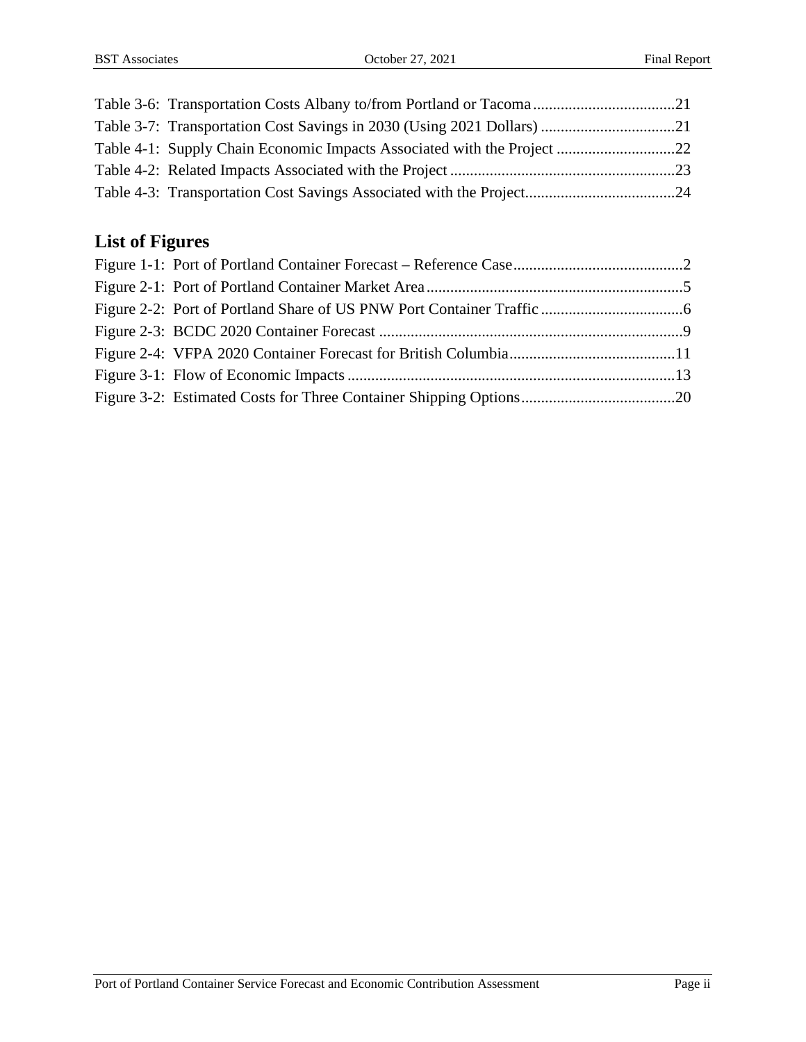Table 3-6: Transportation Costs Albany to/from Portland or Tacoma....................................21
Table 3-7: Transportation Cost Savings in 2030 (Using 2021 Dollars) ..................................21
Table 4-1: Supply Chain Economic Impacts Associated with the Project ..............................22
Table 4-2: Related Impacts Associated with the Project .........................................................23
Table 4-3: Transportation Cost Savings Associated with the Project......................................24

## List of Figures

Figure 1-1: Port of Portland Container Forecast – Reference Case...........................................2
Figure 2-1: Port of Portland Container Market Area.................................................................5
Figure 2-2: Port of Portland Share of US PNW Port Container Traffic ....................................6
Figure 2-3: BCDC 2020 Container Forecast .............................................................................9
Figure 2-4: VFPA 2020 Container Forecast for British Columbia..........................................11
Figure 3-1: Flow of Economic Impacts ...................................................................................13
Figure 3-2: Estimated Costs for Three Container Shipping Options.......................................20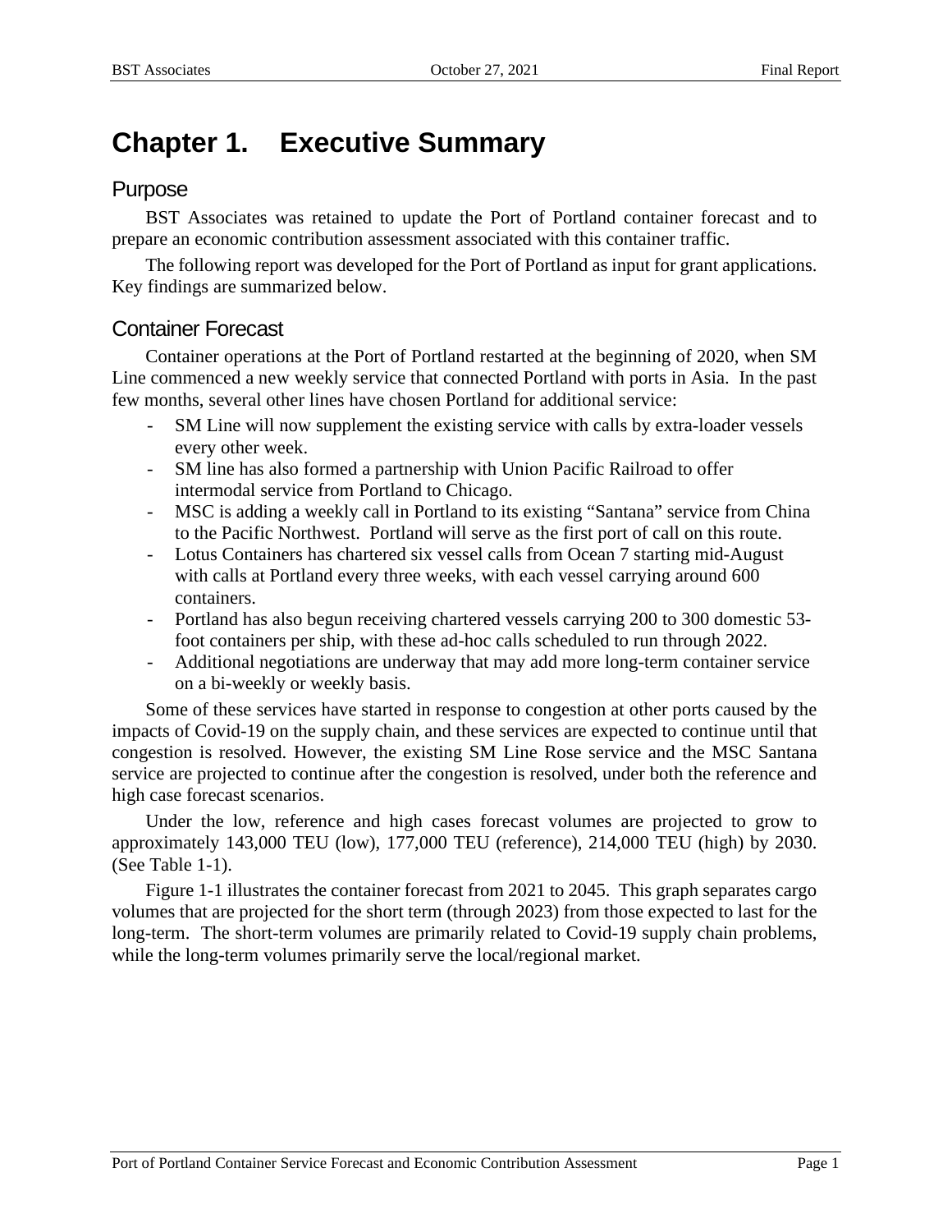# Chapter 1. Executive Summary

## Purpose

BST Associates was retained to update the Port of Portland container forecast and to prepare an economic contribution assessment associated with this container traffic.

The following report was developed for the Port of Portland as input for grant applications. Key findings are summarized below.

## Container Forecast

Container operations at the Port of Portland restarted at the beginning of 2020, when SM Line commenced a new weekly service that connected Portland with ports in Asia. In the past few months, several other lines have chosen Portland for additional service:

- SM Line will now supplement the existing service with calls by extra-loader vessels every other week.
- SM line has also formed a partnership with Union Pacific Railroad to offer intermodal service from Portland to Chicago.
- MSC is adding a weekly call in Portland to its existing "Santana" service from China to the Pacific Northwest. Portland will serve as the first port of call on this route.
- Lotus Containers has chartered six vessel calls from Ocean 7 starting mid-August with calls at Portland every three weeks, with each vessel carrying around 600 containers.
- Portland has also begun receiving chartered vessels carrying 200 to 300 domestic 53-foot containers per ship, with these ad-hoc calls scheduled to run through 2022.
- Additional negotiations are underway that may add more long-term container service on a bi-weekly or weekly basis.

Some of these services have started in response to congestion at other ports caused by the impacts of Covid-19 on the supply chain, and these services are expected to continue until that congestion is resolved. However, the existing SM Line Rose service and the MSC Santana service are projected to continue after the congestion is resolved, under both the reference and high case forecast scenarios.

Under the low, reference and high cases forecast volumes are projected to grow to approximately 143,000 TEU (low), 177,000 TEU (reference), 214,000 TEU (high) by 2030. (See Table 1-1).

Figure 1-1 illustrates the container forecast from 2021 to 2045. This graph separates cargo volumes that are projected for the short term (through 2023) from those expected to last for the long-term. The short-term volumes are primarily related to Covid-19 supply chain problems, while the long-term volumes primarily serve the local/regional market.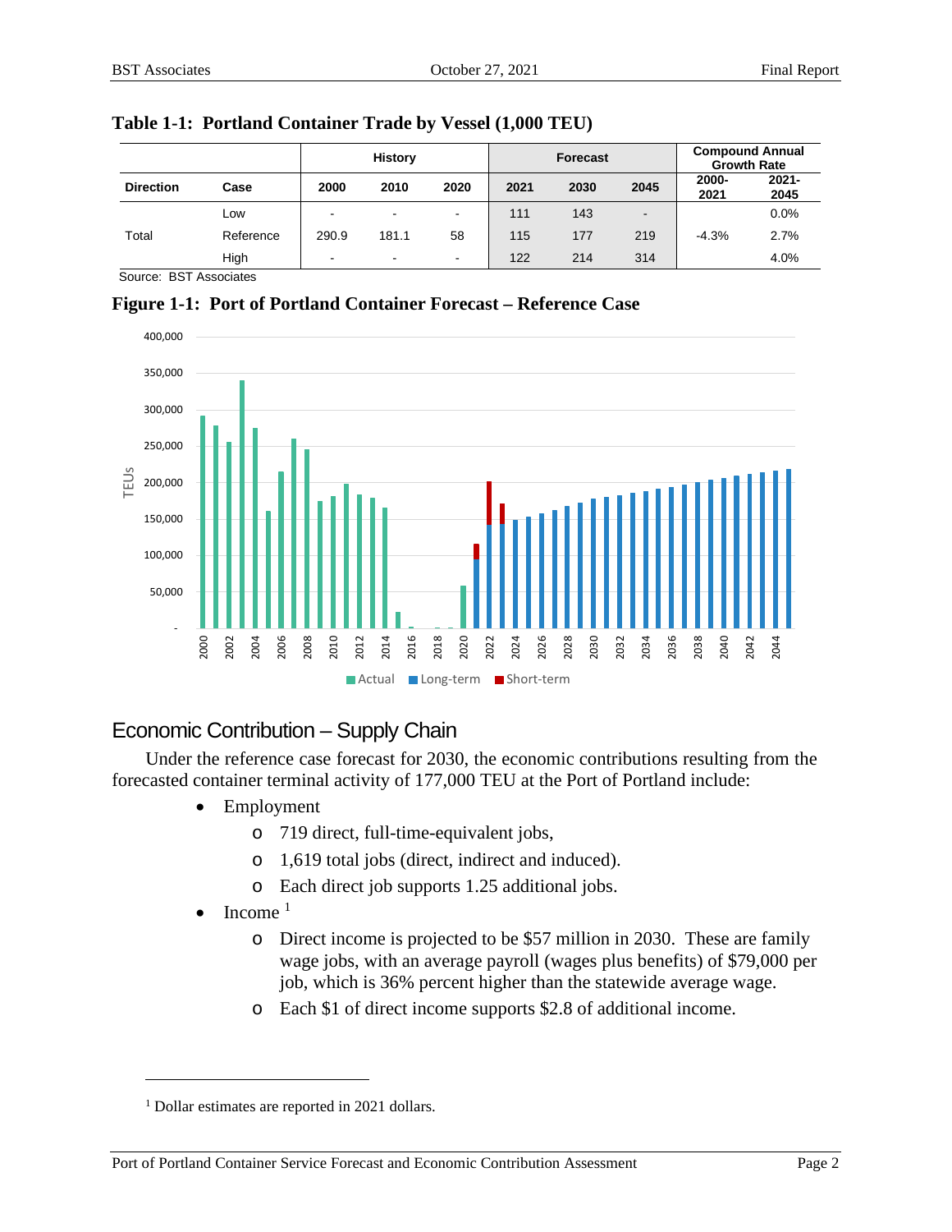**Table 1-1: Portland Container Trade by Vessel (1,000 TEU)**

| | | History | | | Forecast | | | Compound Annual Growth Rate | |
|---|---|---|---|---|---|---|---|---|---|
| **Direction** | **Case** | **2000** | **2010** | **2020** | **2021** | **2030** | **2045** | **2000-2021** | **2021-2045** |
| | Low | - | - | - | 111 | 143 | - | | 0.0% |
| Total | Reference | 290.9 | 181.1 | 58 | 115 | 177 | 219 | -4.3% | 2.7% |
| | High | - | - | - | 122 | 214 | 314 | | 4.0% |

Source: BST Associates

**Figure 1-1: Port of Portland Container Forecast – Reference Case**

## Economic Contribution – Supply Chain

Under the reference case forecast for 2030, the economic contributions resulting from the forecasted container terminal activity of 177,000 TEU at the Port of Portland include:

- Employment
  - 719 direct, full-time-equivalent jobs,
  - 1,619 total jobs (direct, indirect and induced).
  - Each direct job supports 1.25 additional jobs.
- Income [1]
  - Direct income is projected to be $57 million in 2030. These are family wage jobs, with an average payroll (wages plus benefits) of $79,000 per job, which is 36% percent higher than the statewide average wage.
  - Each $1 of direct income supports $2.8 of additional income.

[1] Dollar estimates are reported in 2021 dollars.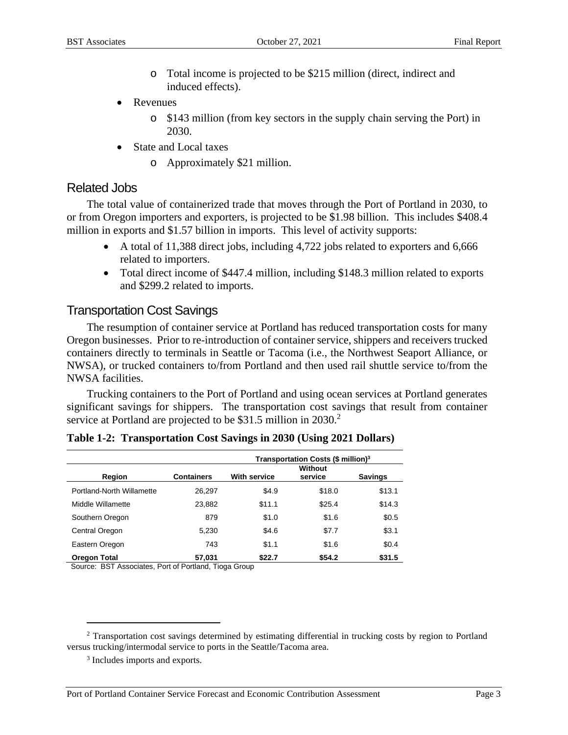- Total income is projected to be $215 million (direct, indirect and induced effects).
- Revenues
  - $143 million (from key sectors in the supply chain serving the Port) in 2030.
- State and Local taxes
  - Approximately $21 million.

## Related Jobs

The total value of containerized trade that moves through the Port of Portland in 2030, to or from Oregon importers and exporters, is projected to be $1.98 billion. This includes $408.4 million in exports and $1.57 billion in imports. This level of activity supports:

- A total of 11,388 direct jobs, including 4,722 jobs related to exporters and 6,666 related to importers.
- Total direct income of $447.4 million, including $148.3 million related to exports and $299.2 related to imports.

## Transportation Cost Savings

The resumption of container service at Portland has reduced transportation costs for many Oregon businesses. Prior to re-introduction of container service, shippers and receivers trucked containers directly to terminals in Seattle or Tacoma (i.e., the Northwest Seaport Alliance, or NWSA), or trucked containers to/from Portland and then used rail shuttle service to/from the NWSA facilities.

Trucking containers to the Port of Portland and using ocean services at Portland generates significant savings for shippers. The transportation cost savings that result from container service at Portland are projected to be $31.5 million in 2030.[2]

**Table 1-2: Transportation Cost Savings in 2030 (Using 2021 Dollars)**

| | | Transportation Costs ($ million)[3] | | |
|---|---|---|---|---|
| **Region** | **Containers** | **With service** | **Without service** | **Savings** |
| Portland-North Willamette | 26,297 | $4.9 | $18.0 | $13.1 |
| Middle Willamette | 23,882 | $11.1 | $25.4 | $14.3 |
| Southern Oregon | 879 | $1.0 | $1.6 | $0.5 |
| Central Oregon | 5,230 | $4.6 | $7.7 | $3.1 |
| Eastern Oregon | 743 | $1.1 | $1.6 | $0.4 |
| **Oregon Total** | **57,031** | **$22.7** | **$54.2** | **$31.5** |

Source: BST Associates, Port of Portland, Tioga Group

[2] Transportation cost savings determined by estimating differential in trucking costs by region to Portland versus trucking/intermodal service to ports in the Seattle/Tacoma area.

[3] Includes imports and exports.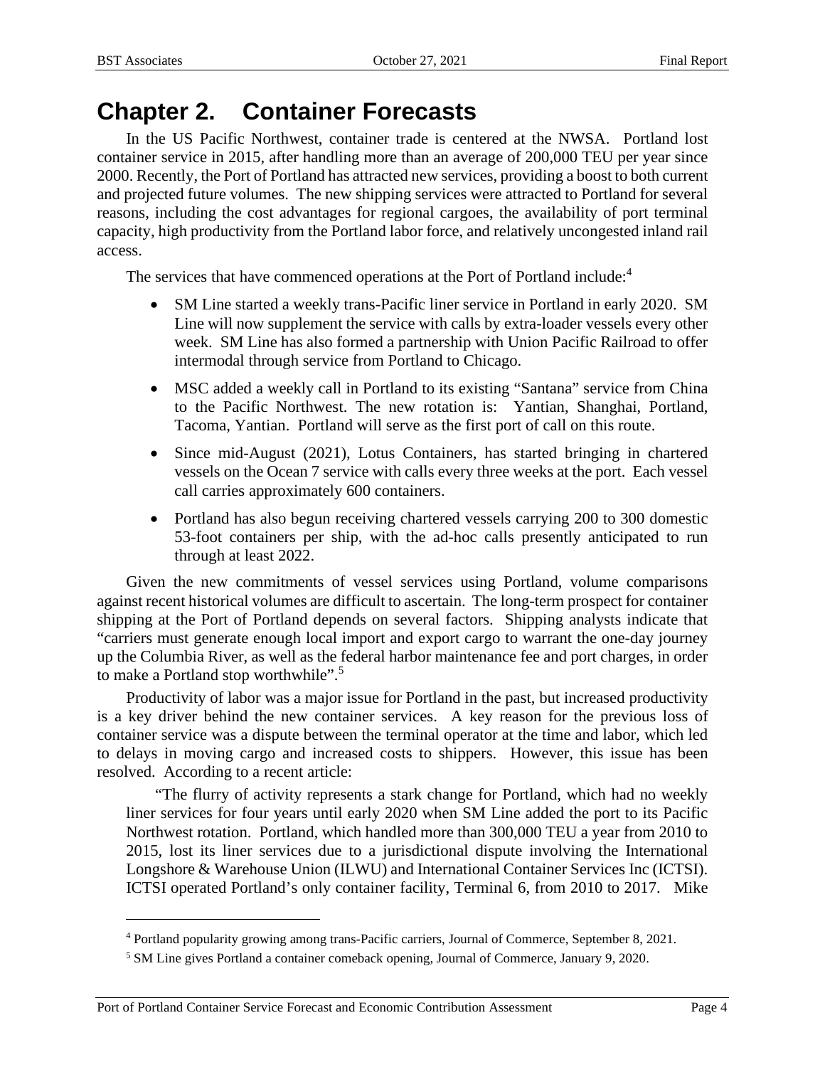# Chapter 2. Container Forecasts

In the US Pacific Northwest, container trade is centered at the NWSA. Portland lost container service in 2015, after handling more than an average of 200,000 TEU per year since 2000. Recently, the Port of Portland has attracted new services, providing a boost to both current and projected future volumes. The new shipping services were attracted to Portland for several reasons, including the cost advantages for regional cargoes, the availability of port terminal capacity, high productivity from the Portland labor force, and relatively uncongested inland rail access.

The services that have commenced operations at the Port of Portland include:[4]

- SM Line started a weekly trans-Pacific liner service in Portland in early 2020. SM Line will now supplement the service with calls by extra-loader vessels every other week. SM Line has also formed a partnership with Union Pacific Railroad to offer intermodal through service from Portland to Chicago.
- MSC added a weekly call in Portland to its existing "Santana" service from China to the Pacific Northwest. The new rotation is: Yantian, Shanghai, Portland, Tacoma, Yantian. Portland will serve as the first port of call on this route.
- Since mid-August (2021), Lotus Containers, has started bringing in chartered vessels on the Ocean 7 service with calls every three weeks at the port. Each vessel call carries approximately 600 containers.
- Portland has also begun receiving chartered vessels carrying 200 to 300 domestic 53-foot containers per ship, with the ad-hoc calls presently anticipated to run through at least 2022.

Given the new commitments of vessel services using Portland, volume comparisons against recent historical volumes are difficult to ascertain. The long-term prospect for container shipping at the Port of Portland depends on several factors. Shipping analysts indicate that "carriers must generate enough local import and export cargo to warrant the one-day journey up the Columbia River, as well as the federal harbor maintenance fee and port charges, in order to make a Portland stop worthwhile".[5]

Productivity of labor was a major issue for Portland in the past, but increased productivity is a key driver behind the new container services. A key reason for the previous loss of container service was a dispute between the terminal operator at the time and labor, which led to delays in moving cargo and increased costs to shippers. However, this issue has been resolved. According to a recent article:

> "The flurry of activity represents a stark change for Portland, which had no weekly liner services for four years until early 2020 when SM Line added the port to its Pacific Northwest rotation. Portland, which handled more than 300,000 TEU a year from 2010 to 2015, lost its liner services due to a jurisdictional dispute involving the International Longshore & Warehouse Union (ILWU) and International Container Services Inc (ICTSI). ICTSI operated Portland's only container facility, Terminal 6, from 2010 to 2017. Mike

[4] Portland popularity growing among trans-Pacific carriers, Journal of Commerce, September 8, 2021.

[5] SM Line gives Portland a container comeback opening, Journal of Commerce, January 9, 2020.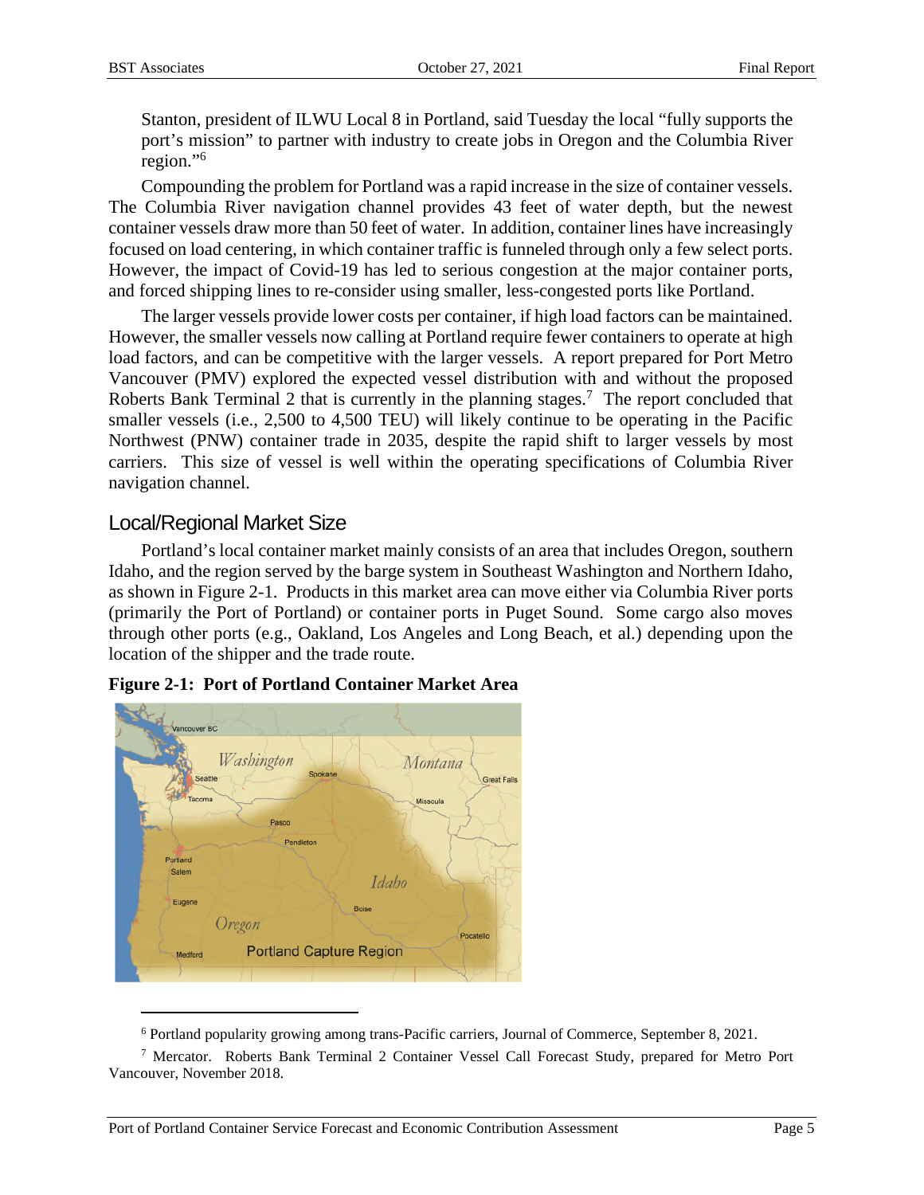Stanton, president of ILWU Local 8 in Portland, said Tuesday the local "fully supports the port's mission" to partner with industry to create jobs in Oregon and the Columbia River region."[6]

Compounding the problem for Portland was a rapid increase in the size of container vessels. The Columbia River navigation channel provides 43 feet of water depth, but the newest container vessels draw more than 50 feet of water. In addition, container lines have increasingly focused on load centering, in which container traffic is funneled through only a few select ports. However, the impact of Covid-19 has led to serious congestion at the major container ports, and forced shipping lines to re-consider using smaller, less-congested ports like Portland.

The larger vessels provide lower costs per container, if high load factors can be maintained. However, the smaller vessels now calling at Portland require fewer containers to operate at high load factors, and can be competitive with the larger vessels. A report prepared for Port Metro Vancouver (PMV) explored the expected vessel distribution with and without the proposed Roberts Bank Terminal 2 that is currently in the planning stages.[7] The report concluded that smaller vessels (i.e., 2,500 to 4,500 TEU) will likely continue to be operating in the Pacific Northwest (PNW) container trade in 2035, despite the rapid shift to larger vessels by most carriers. This size of vessel is well within the operating specifications of Columbia River navigation channel.

## Local/Regional Market Size

Portland's local container market mainly consists of an area that includes Oregon, southern Idaho, and the region served by the barge system in Southeast Washington and Northern Idaho, as shown in Figure 2-1. Products in this market area can move either via Columbia River ports (primarily the Port of Portland) or container ports in Puget Sound. Some cargo also moves through other ports (e.g., Oakland, Los Angeles and Long Beach, et al.) depending upon the location of the shipper and the trade route.

**Figure 2-1: Port of Portland Container Market Area**

[6] Portland popularity growing among trans-Pacific carriers, Journal of Commerce, September 8, 2021.

[7] Mercator. Roberts Bank Terminal 2 Container Vessel Call Forecast Study, prepared for Metro Port Vancouver, November 2018.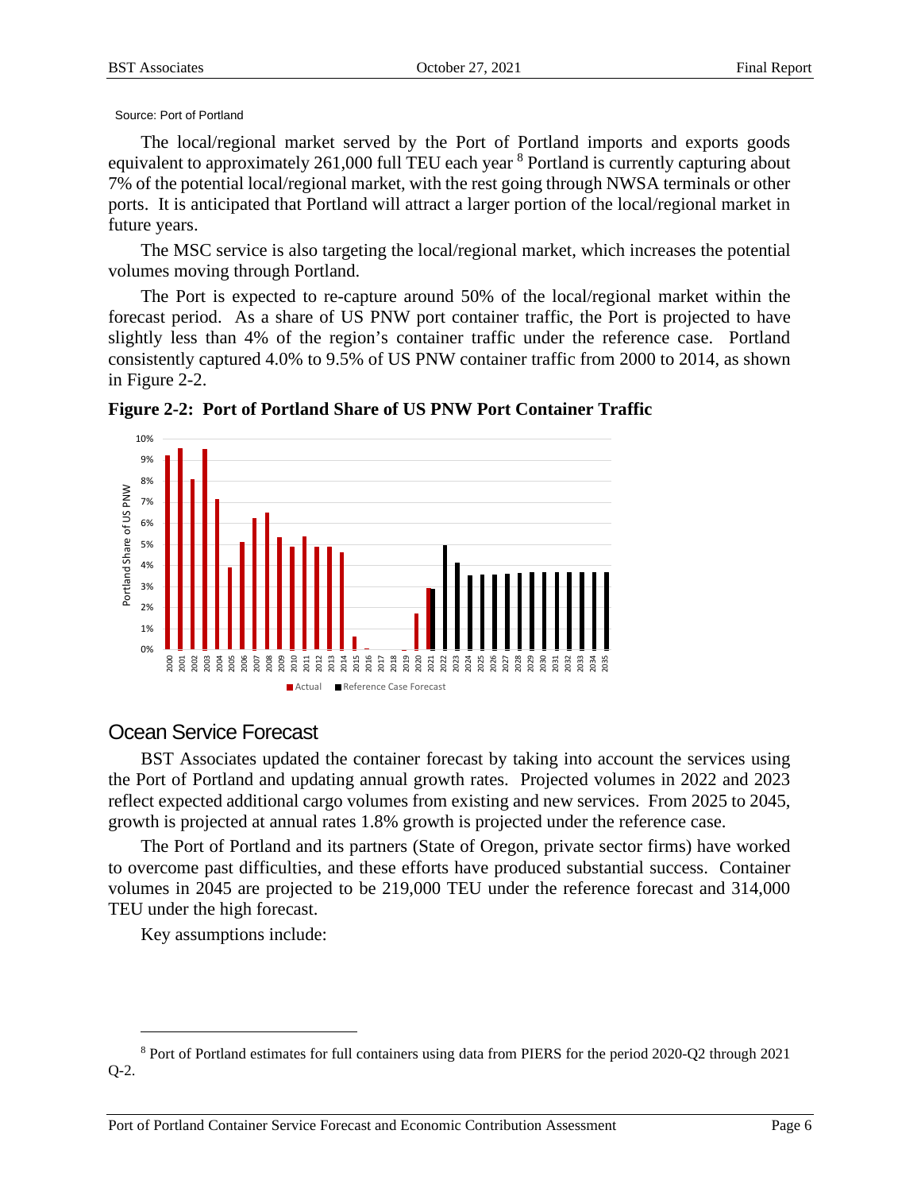Source: Port of Portland

The local/regional market served by the Port of Portland imports and exports goods equivalent to approximately 261,000 full TEU each year [8] Portland is currently capturing about 7% of the potential local/regional market, with the rest going through NWSA terminals or other ports. It is anticipated that Portland will attract a larger portion of the local/regional market in future years.

The MSC service is also targeting the local/regional market, which increases the potential volumes moving through Portland.

The Port is expected to re-capture around 50% of the local/regional market within the forecast period. As a share of US PNW port container traffic, the Port is projected to have slightly less than 4% of the region's container traffic under the reference case. Portland consistently captured 4.0% to 9.5% of US PNW container traffic from 2000 to 2014, as shown in Figure 2-2.

**Figure 2-2: Port of Portland Share of US PNW Port Container Traffic**

## Ocean Service Forecast

BST Associates updated the container forecast by taking into account the services using the Port of Portland and updating annual growth rates. Projected volumes in 2022 and 2023 reflect expected additional cargo volumes from existing and new services. From 2025 to 2045, growth is projected at annual rates 1.8% growth is projected under the reference case.

The Port of Portland and its partners (State of Oregon, private sector firms) have worked to overcome past difficulties, and these efforts have produced substantial success. Container volumes in 2045 are projected to be 219,000 TEU under the reference forecast and 314,000 TEU under the high forecast.

Key assumptions include:

[8] Port of Portland estimates for full containers using data from PIERS for the period 2020-Q2 through 2021 Q-2.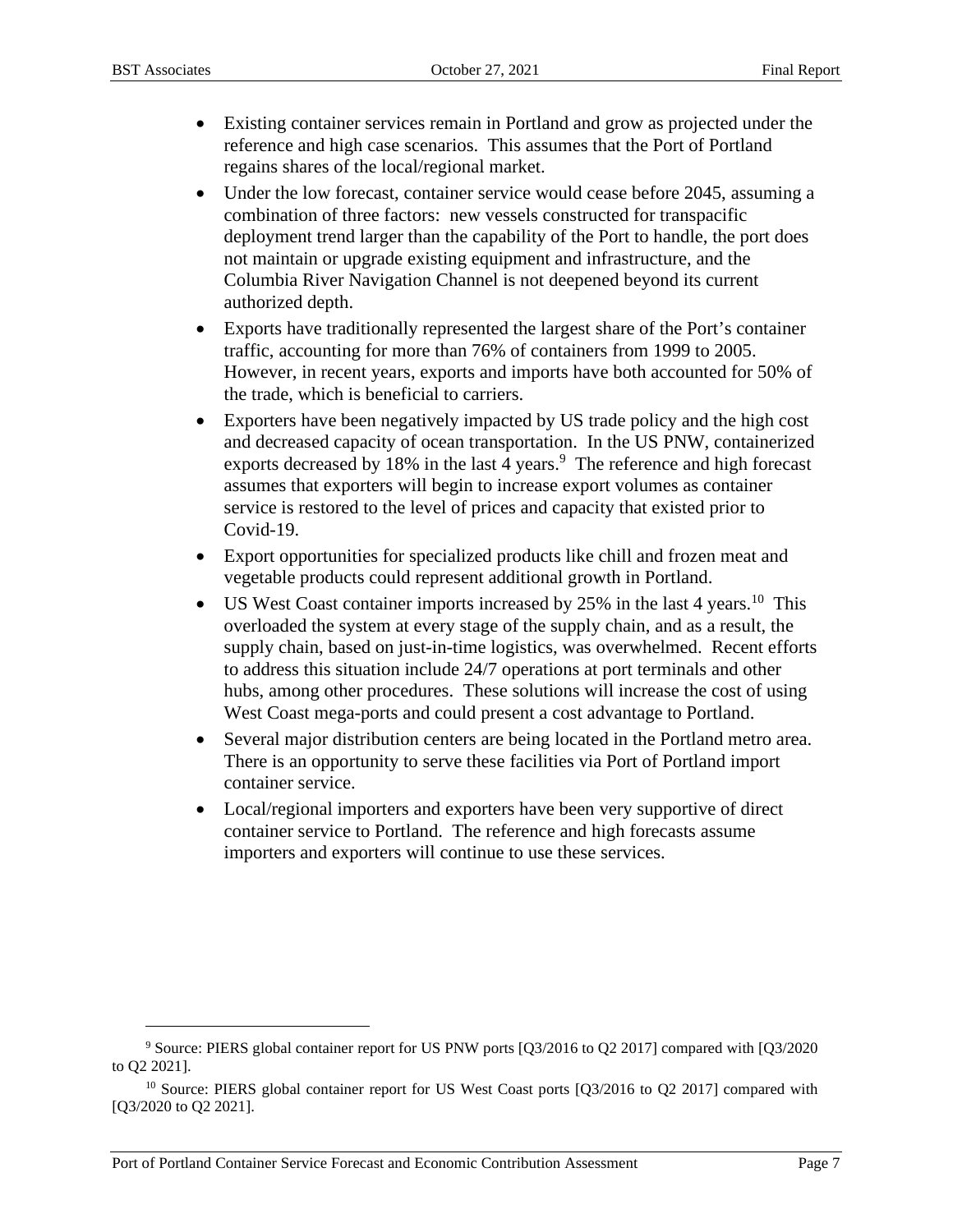- Existing container services remain in Portland and grow as projected under the reference and high case scenarios. This assumes that the Port of Portland regains shares of the local/regional market.
- Under the low forecast, container service would cease before 2045, assuming a combination of three factors: new vessels constructed for transpacific deployment trend larger than the capability of the Port to handle, the port does not maintain or upgrade existing equipment and infrastructure, and the Columbia River Navigation Channel is not deepened beyond its current authorized depth.
- Exports have traditionally represented the largest share of the Port's container traffic, accounting for more than 76% of containers from 1999 to 2005. However, in recent years, exports and imports have both accounted for 50% of the trade, which is beneficial to carriers.
- Exporters have been negatively impacted by US trade policy and the high cost and decreased capacity of ocean transportation. In the US PNW, containerized exports decreased by 18% in the last 4 years.[9] The reference and high forecast assumes that exporters will begin to increase export volumes as container service is restored to the level of prices and capacity that existed prior to Covid-19.
- Export opportunities for specialized products like chill and frozen meat and vegetable products could represent additional growth in Portland.
- US West Coast container imports increased by 25% in the last 4 years.[10] This overloaded the system at every stage of the supply chain, and as a result, the supply chain, based on just-in-time logistics, was overwhelmed. Recent efforts to address this situation include 24/7 operations at port terminals and other hubs, among other procedures. These solutions will increase the cost of using West Coast mega-ports and could present a cost advantage to Portland.
- Several major distribution centers are being located in the Portland metro area. There is an opportunity to serve these facilities via Port of Portland import container service.
- Local/regional importers and exporters have been very supportive of direct container service to Portland. The reference and high forecasts assume importers and exporters will continue to use these services.

---

[9] Source: PIERS global container report for US PNW ports [Q3/2016 to Q2 2017] compared with [Q3/2020 to Q2 2021].

[10] Source: PIERS global container report for US West Coast ports [Q3/2016 to Q2 2017] compared with [Q3/2020 to Q2 2021].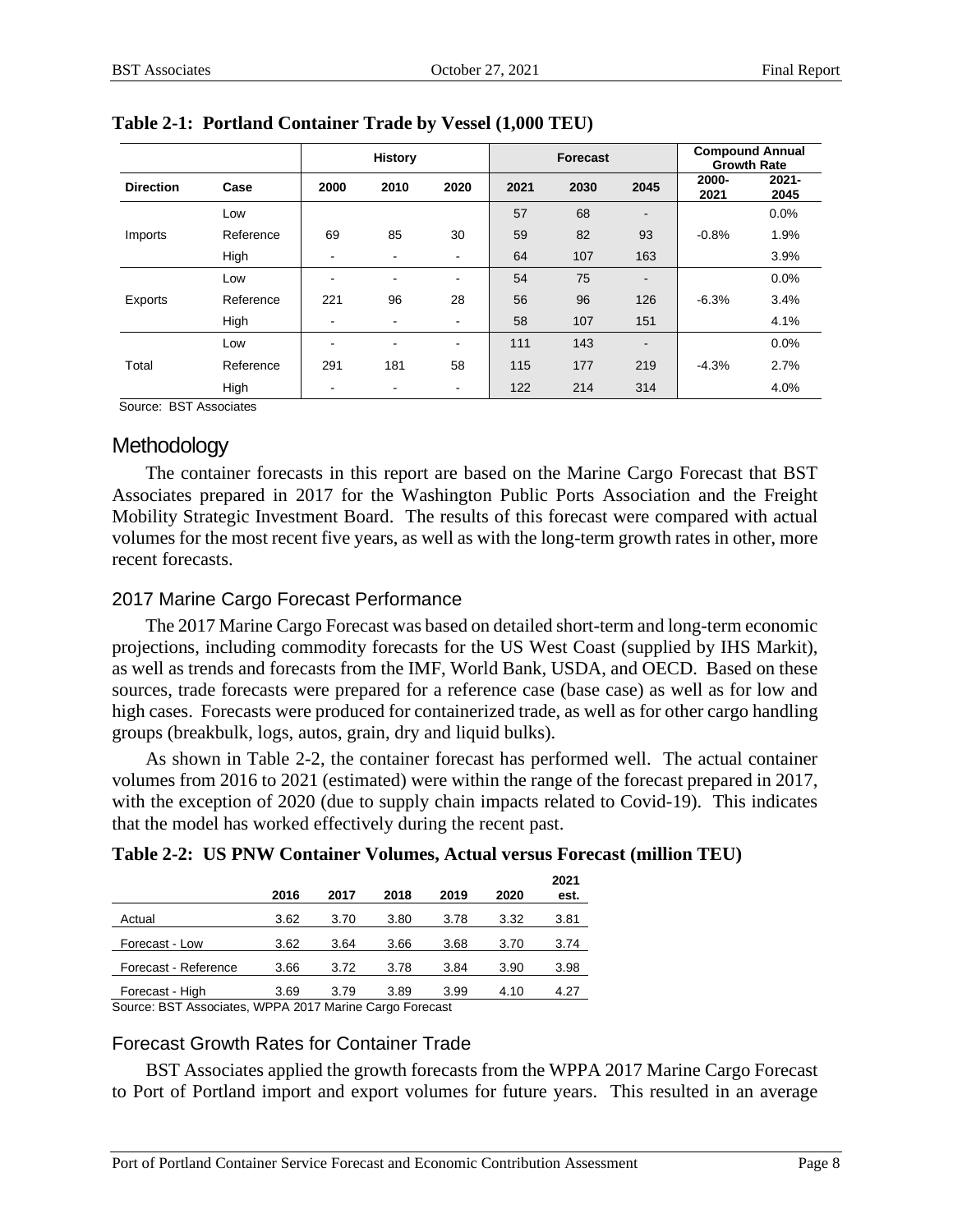**Table 2-1: Portland Container Trade by Vessel (1,000 TEU)**

| | | History | | | Forecast | | | Compound Annual Growth Rate | |
|---|---|---|---|---|---|---|---|---|---|
| **Direction** | **Case** | **2000** | **2010** | **2020** | **2021** | **2030** | **2045** | **2000-2021** | **2021-2045** |
| Imports | Low | | | | 57 | 68 | - | | 0.0% |
| | Reference | 69 | 85 | 30 | 59 | 82 | 93 | -0.8% | 1.9% |
| | High | - | - | - | 64 | 107 | 163 | | 3.9% |
| Exports | Low | - | - | - | 54 | 75 | - | | 0.0% |
| | Reference | 221 | 96 | 28 | 56 | 96 | 126 | -6.3% | 3.4% |
| | High | - | - | - | 58 | 107 | 151 | | 4.1% |
| Total | Low | - | - | - | 111 | 143 | - | | 0.0% |
| | Reference | 291 | 181 | 58 | 115 | 177 | 219 | -4.3% | 2.7% |
| | High | - | - | - | 122 | 214 | 314 | | 4.0% |

Source: BST Associates

## Methodology

The container forecasts in this report are based on the Marine Cargo Forecast that BST Associates prepared in 2017 for the Washington Public Ports Association and the Freight Mobility Strategic Investment Board. The results of this forecast were compared with actual volumes for the most recent five years, as well as with the long-term growth rates in other, more recent forecasts.

### 2017 Marine Cargo Forecast Performance

The 2017 Marine Cargo Forecast was based on detailed short-term and long-term economic projections, including commodity forecasts for the US West Coast (supplied by IHS Markit), as well as trends and forecasts from the IMF, World Bank, USDA, and OECD. Based on these sources, trade forecasts were prepared for a reference case (base case) as well as for low and high cases. Forecasts were produced for containerized trade, as well as for other cargo handling groups (breakbulk, logs, autos, grain, dry and liquid bulks).

As shown in Table 2-2, the container forecast has performed well. The actual container volumes from 2016 to 2021 (estimated) were within the range of the forecast prepared in 2017, with the exception of 2020 (due to supply chain impacts related to Covid-19). This indicates that the model has worked effectively during the recent past.

**Table 2-2: US PNW Container Volumes, Actual versus Forecast (million TEU)**

| | 2016 | 2017 | 2018 | 2019 | 2020 | 2021 est. |
|---|---|---|---|---|---|---|
| Actual | 3.62 | 3.70 | 3.80 | 3.78 | 3.32 | 3.81 |
| Forecast - Low | 3.62 | 3.64 | 3.66 | 3.68 | 3.70 | 3.74 |
| Forecast - Reference | 3.66 | 3.72 | 3.78 | 3.84 | 3.90 | 3.98 |
| Forecast - High | 3.69 | 3.79 | 3.89 | 3.99 | 4.10 | 4.27 |

Source: BST Associates, WPPA 2017 Marine Cargo Forecast

### Forecast Growth Rates for Container Trade

BST Associates applied the growth forecasts from the WPPA 2017 Marine Cargo Forecast to Port of Portland import and export volumes for future years. This resulted in an average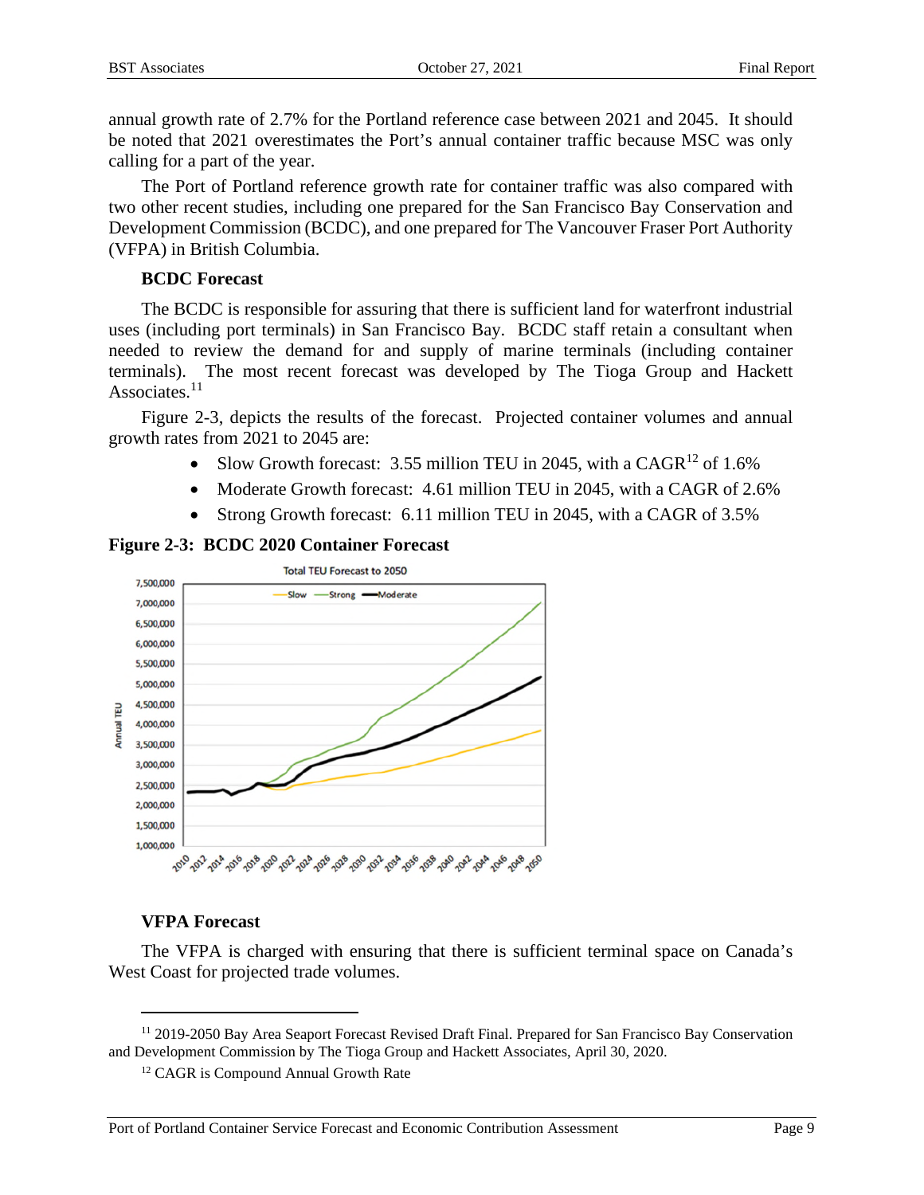annual growth rate of 2.7% for the Portland reference case between 2021 and 2045. It should be noted that 2021 overestimates the Port's annual container traffic because MSC was only calling for a part of the year.

The Port of Portland reference growth rate for container traffic was also compared with two other recent studies, including one prepared for the San Francisco Bay Conservation and Development Commission (BCDC), and one prepared for The Vancouver Fraser Port Authority (VFPA) in British Columbia.

**BCDC Forecast**

The BCDC is responsible for assuring that there is sufficient land for waterfront industrial uses (including port terminals) in San Francisco Bay. BCDC staff retain a consultant when needed to review the demand for and supply of marine terminals (including container terminals). The most recent forecast was developed by The Tioga Group and Hackett Associates.[11]

Figure 2-3, depicts the results of the forecast. Projected container volumes and annual growth rates from 2021 to 2045 are:

- Slow Growth forecast: 3.55 million TEU in 2045, with a CAGR[12] of 1.6%
- Moderate Growth forecast: 4.61 million TEU in 2045, with a CAGR of 2.6%
- Strong Growth forecast: 6.11 million TEU in 2045, with a CAGR of 3.5%

**Figure 2-3: BCDC 2020 Container Forecast**

**VFPA Forecast**

The VFPA is charged with ensuring that there is sufficient terminal space on Canada's West Coast for projected trade volumes.

---

[11] 2019-2050 Bay Area Seaport Forecast Revised Draft Final. Prepared for San Francisco Bay Conservation and Development Commission by The Tioga Group and Hackett Associates, April 30, 2020.

[12] CAGR is Compound Annual Growth Rate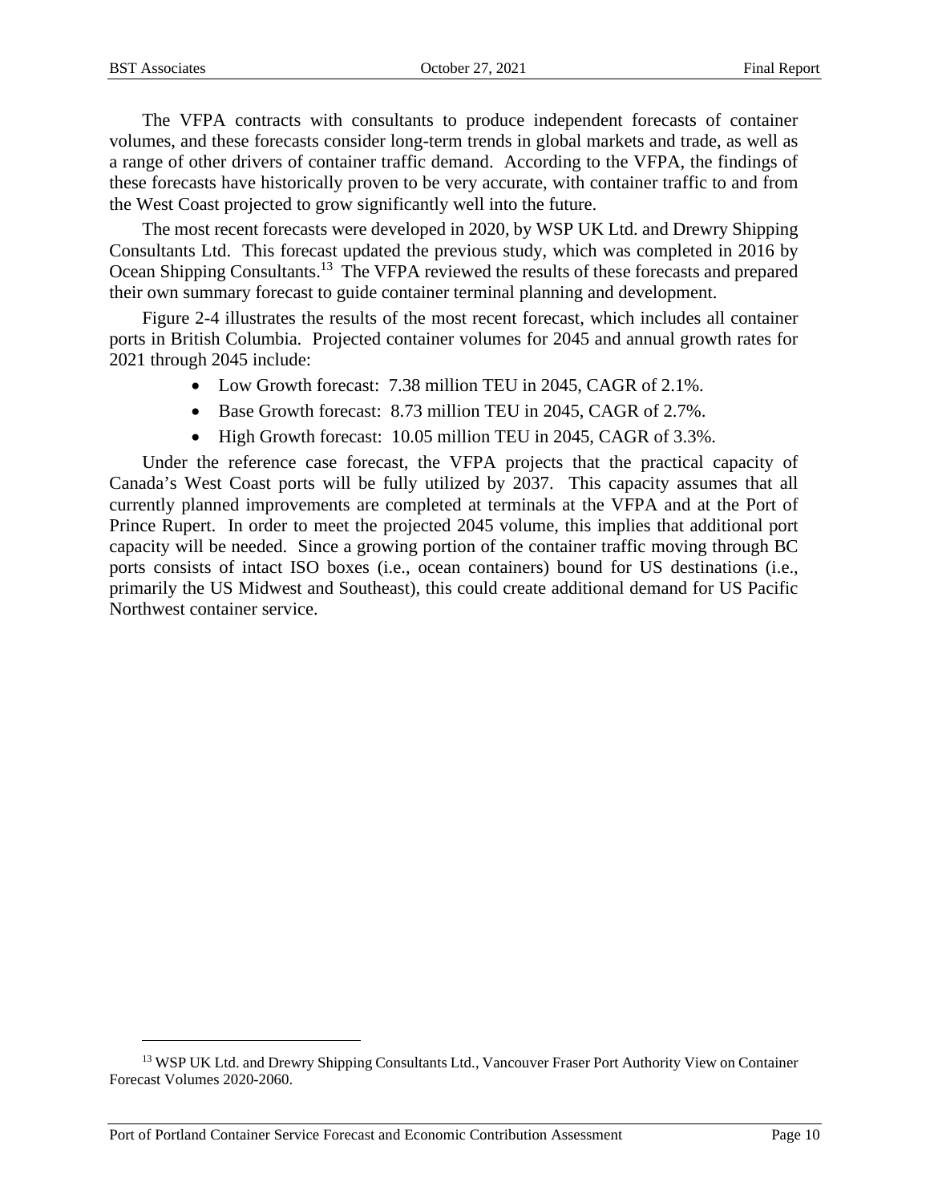The VFPA contracts with consultants to produce independent forecasts of container volumes, and these forecasts consider long-term trends in global markets and trade, as well as a range of other drivers of container traffic demand. According to the VFPA, the findings of these forecasts have historically proven to be very accurate, with container traffic to and from the West Coast projected to grow significantly well into the future.

The most recent forecasts were developed in 2020, by WSP UK Ltd. and Drewry Shipping Consultants Ltd. This forecast updated the previous study, which was completed in 2016 by Ocean Shipping Consultants.[13] The VFPA reviewed the results of these forecasts and prepared their own summary forecast to guide container terminal planning and development.

Figure 2-4 illustrates the results of the most recent forecast, which includes all container ports in British Columbia. Projected container volumes for 2045 and annual growth rates for 2021 through 2045 include:

- Low Growth forecast: 7.38 million TEU in 2045, CAGR of 2.1%.
- Base Growth forecast: 8.73 million TEU in 2045, CAGR of 2.7%.
- High Growth forecast: 10.05 million TEU in 2045, CAGR of 3.3%.

Under the reference case forecast, the VFPA projects that the practical capacity of Canada's West Coast ports will be fully utilized by 2037. This capacity assumes that all currently planned improvements are completed at terminals at the VFPA and at the Port of Prince Rupert. In order to meet the projected 2045 volume, this implies that additional port capacity will be needed. Since a growing portion of the container traffic moving through BC ports consists of intact ISO boxes (i.e., ocean containers) bound for US destinations (i.e., primarily the US Midwest and Southeast), this could create additional demand for US Pacific Northwest container service.

---

[13] WSP UK Ltd. and Drewry Shipping Consultants Ltd., Vancouver Fraser Port Authority View on Container Forecast Volumes 2020-2060.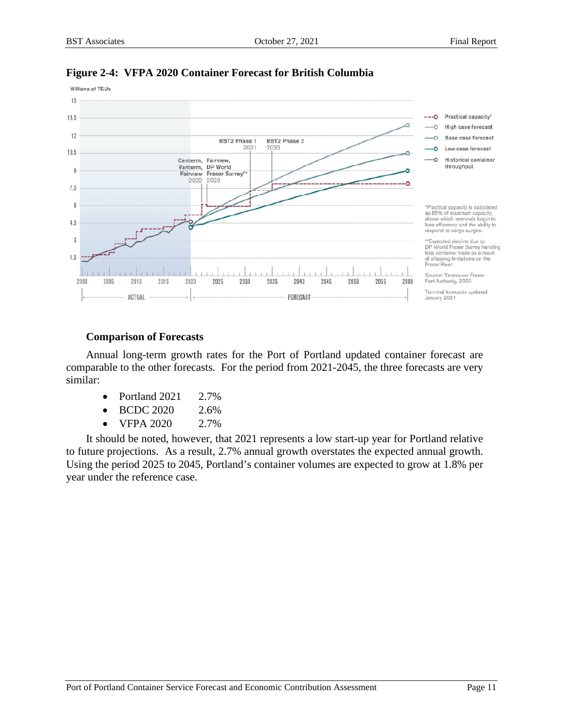**Figure 2-4: VFPA 2020 Container Forecast for British Columbia**

Millions of TEUs

*Practical capacity is calculated as 85% of maximum capacity, above which terminals begin to lose efficiency and the ability to respond to cargo surges.

**Expected decline due to DP World Fraser Surrey handling less container trade as a result of shipping limitations on the Fraser River.

Source: Vancouver Fraser Port Authority, 2020

Terminal forecasts updated January 2021

### Comparison of Forecasts

Annual long-term growth rates for the Port of Portland updated container forecast are comparable to the other forecasts. For the period from 2021-2045, the three forecasts are very similar:

- Portland 2021 2.7%
- BCDC 2020 2.6%
- VFPA 2020 2.7%

It should be noted, however, that 2021 represents a low start-up year for Portland relative to future projections. As a result, 2.7% annual growth overstates the expected annual growth. Using the period 2025 to 2045, Portland's container volumes are expected to grow at 1.8% per year under the reference case.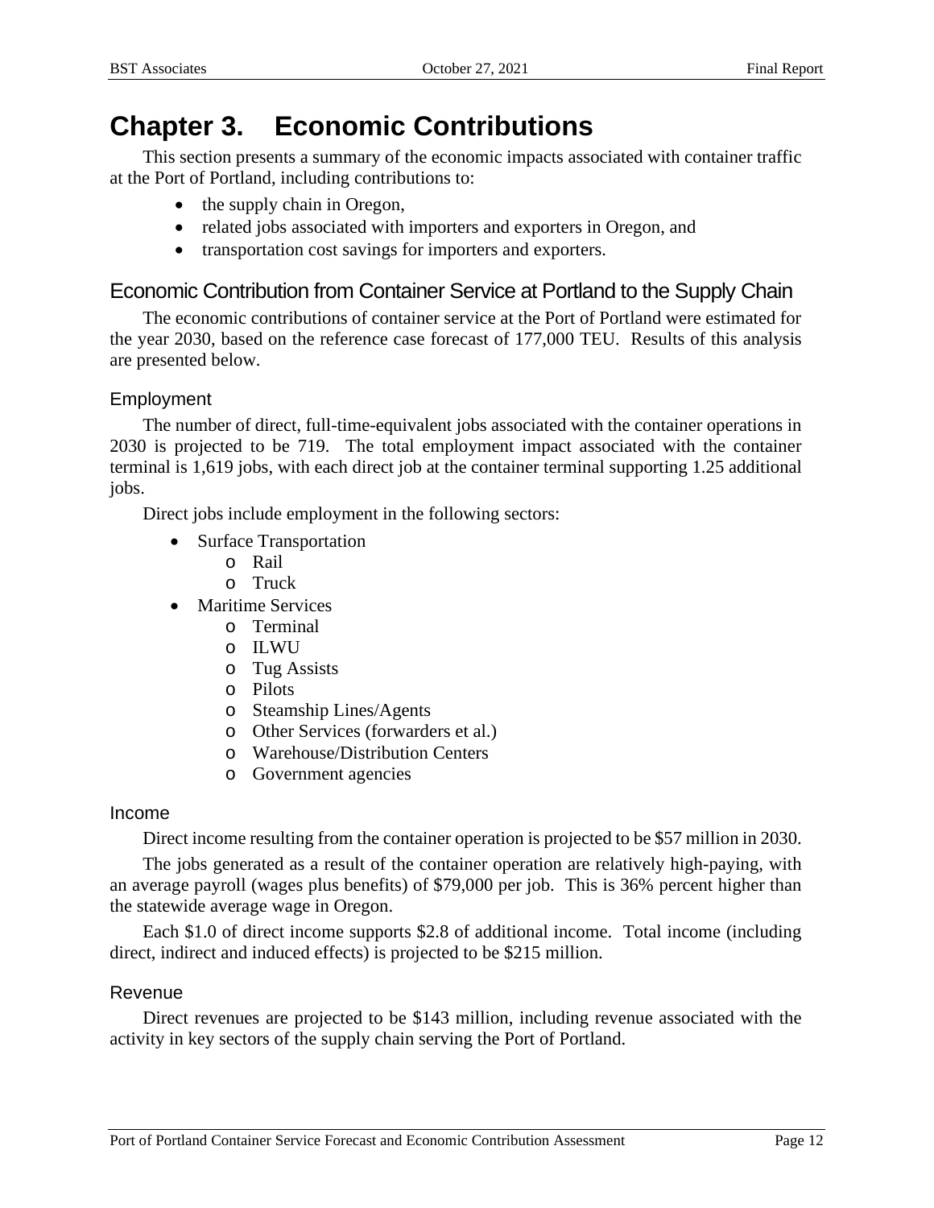# Chapter 3. Economic Contributions

This section presents a summary of the economic impacts associated with container traffic at the Port of Portland, including contributions to:

- the supply chain in Oregon,
- related jobs associated with importers and exporters in Oregon, and
- transportation cost savings for importers and exporters.

## Economic Contribution from Container Service at Portland to the Supply Chain

The economic contributions of container service at the Port of Portland were estimated for the year 2030, based on the reference case forecast of 177,000 TEU. Results of this analysis are presented below.

### Employment

The number of direct, full-time-equivalent jobs associated with the container operations in 2030 is projected to be 719. The total employment impact associated with the container terminal is 1,619 jobs, with each direct job at the container terminal supporting 1.25 additional jobs.

Direct jobs include employment in the following sectors:

- Surface Transportation
  - Rail
  - Truck
- Maritime Services
  - Terminal
  - ILWU
  - Tug Assists
  - Pilots
  - Steamship Lines/Agents
  - Other Services (forwarders et al.)
  - Warehouse/Distribution Centers
  - Government agencies

### Income

Direct income resulting from the container operation is projected to be $57 million in 2030.

The jobs generated as a result of the container operation are relatively high-paying, with an average payroll (wages plus benefits) of $79,000 per job. This is 36% percent higher than the statewide average wage in Oregon.

Each $1.0 of direct income supports $2.8 of additional income. Total income (including direct, indirect and induced effects) is projected to be $215 million.

### Revenue

Direct revenues are projected to be $143 million, including revenue associated with the activity in key sectors of the supply chain serving the Port of Portland.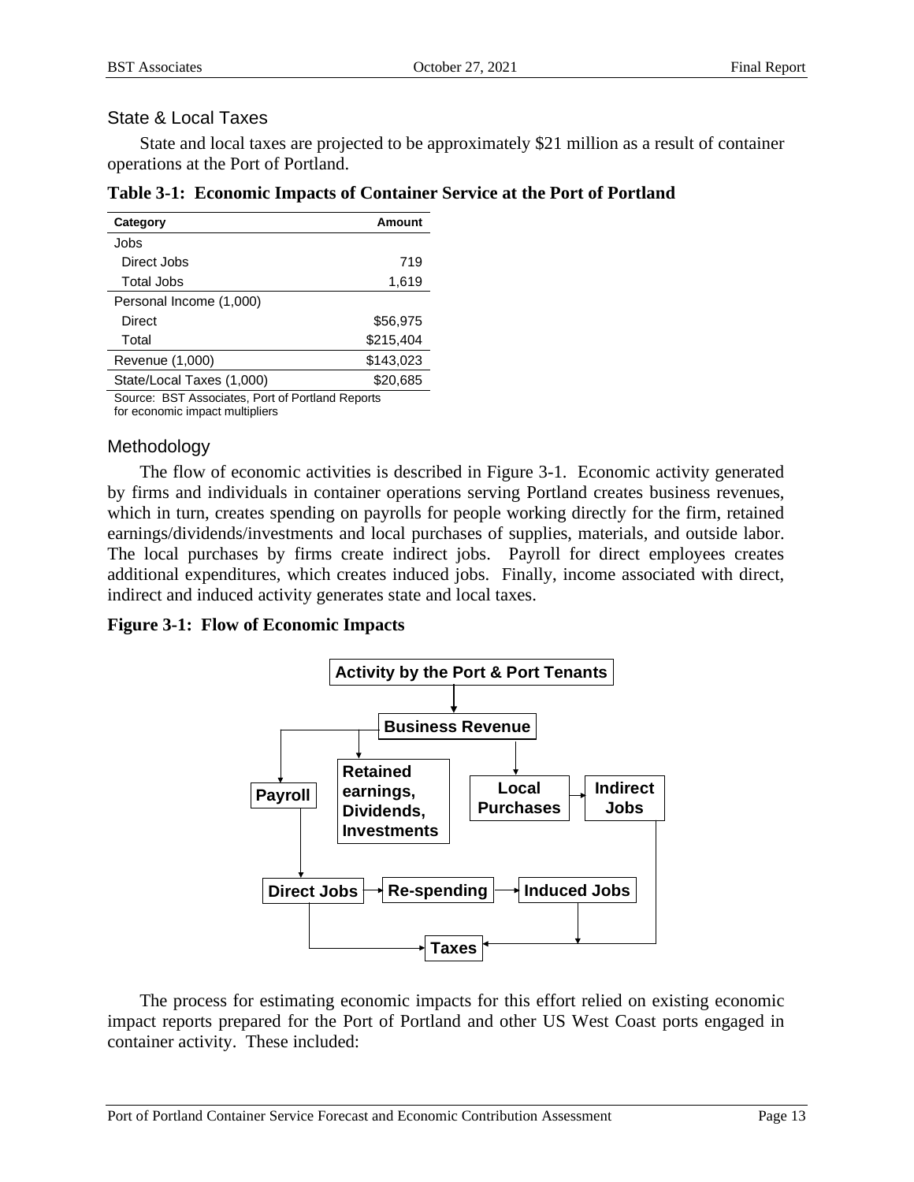### State & Local Taxes

State and local taxes are projected to be approximately $21 million as a result of container operations at the Port of Portland.

**Table 3-1: Economic Impacts of Container Service at the Port of Portland**

| Category | Amount |
|---|---|
| Jobs | |
| Direct Jobs | 719 |
| Total Jobs | 1,619 |
| Personal Income (1,000) | |
| Direct | $56,975 |
| Total | $215,404 |
| Revenue (1,000) | $143,023 |
| State/Local Taxes (1,000) | $20,685 |

Source: BST Associates, Port of Portland Reports for economic impact multipliers

### Methodology

The flow of economic activities is described in Figure 3-1. Economic activity generated by firms and individuals in container operations serving Portland creates business revenues, which in turn, creates spending on payrolls for people working directly for the firm, retained earnings/dividends/investments and local purchases of supplies, materials, and outside labor. The local purchases by firms create indirect jobs. Payroll for direct employees creates additional expenditures, which creates induced jobs. Finally, income associated with direct, indirect and induced activity generates state and local taxes.

**Figure 3-1: Flow of Economic Impacts**

The process for estimating economic impacts for this effort relied on existing economic impact reports prepared for the Port of Portland and other US West Coast ports engaged in container activity. These included: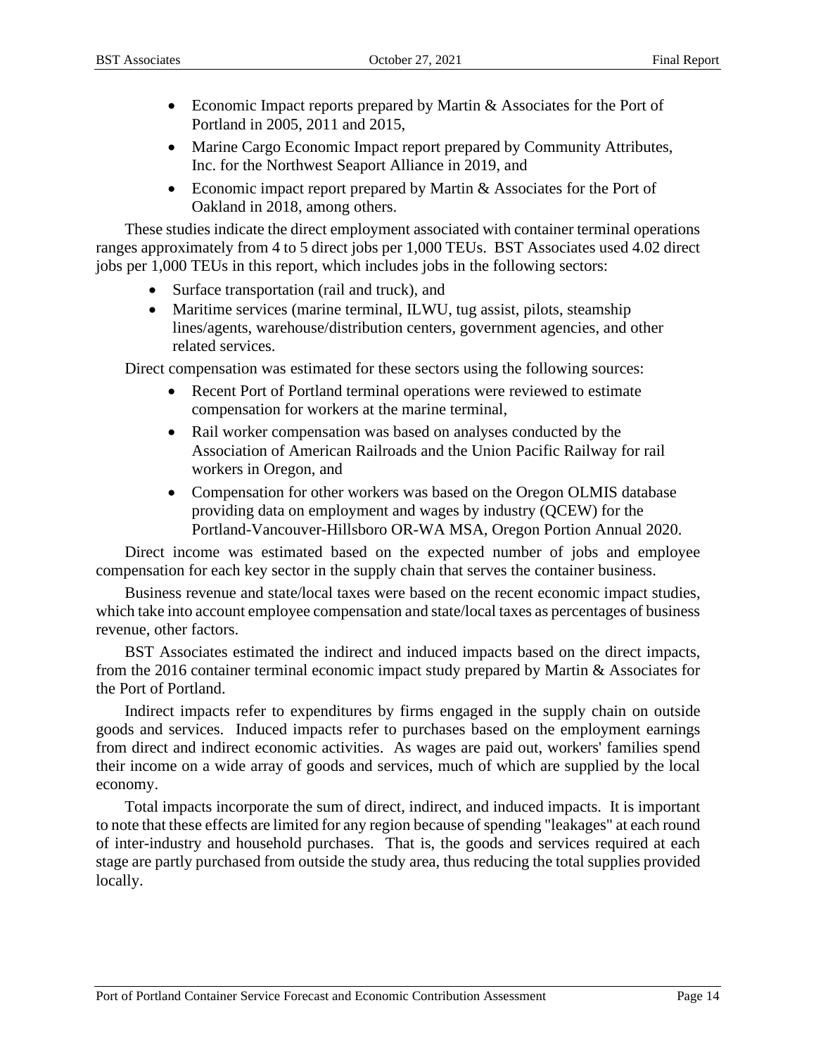- Economic Impact reports prepared by Martin & Associates for the Port of Portland in 2005, 2011 and 2015,
- Marine Cargo Economic Impact report prepared by Community Attributes, Inc. for the Northwest Seaport Alliance in 2019, and
- Economic impact report prepared by Martin & Associates for the Port of Oakland in 2018, among others.

These studies indicate the direct employment associated with container terminal operations ranges approximately from 4 to 5 direct jobs per 1,000 TEUs. BST Associates used 4.02 direct jobs per 1,000 TEUs in this report, which includes jobs in the following sectors:

- Surface transportation (rail and truck), and
- Maritime services (marine terminal, ILWU, tug assist, pilots, steamship lines/agents, warehouse/distribution centers, government agencies, and other related services.

Direct compensation was estimated for these sectors using the following sources:

- Recent Port of Portland terminal operations were reviewed to estimate compensation for workers at the marine terminal,
- Rail worker compensation was based on analyses conducted by the Association of American Railroads and the Union Pacific Railway for rail workers in Oregon, and
- Compensation for other workers was based on the Oregon OLMIS database providing data on employment and wages by industry (QCEW) for the Portland-Vancouver-Hillsboro OR-WA MSA, Oregon Portion Annual 2020.

Direct income was estimated based on the expected number of jobs and employee compensation for each key sector in the supply chain that serves the container business.

Business revenue and state/local taxes were based on the recent economic impact studies, which take into account employee compensation and state/local taxes as percentages of business revenue, other factors.

BST Associates estimated the indirect and induced impacts based on the direct impacts, from the 2016 container terminal economic impact study prepared by Martin & Associates for the Port of Portland.

Indirect impacts refer to expenditures by firms engaged in the supply chain on outside goods and services. Induced impacts refer to purchases based on the employment earnings from direct and indirect economic activities. As wages are paid out, workers' families spend their income on a wide array of goods and services, much of which are supplied by the local economy.

Total impacts incorporate the sum of direct, indirect, and induced impacts. It is important to note that these effects are limited for any region because of spending "leakages" at each round of inter-industry and household purchases. That is, the goods and services required at each stage are partly purchased from outside the study area, thus reducing the total supplies provided locally.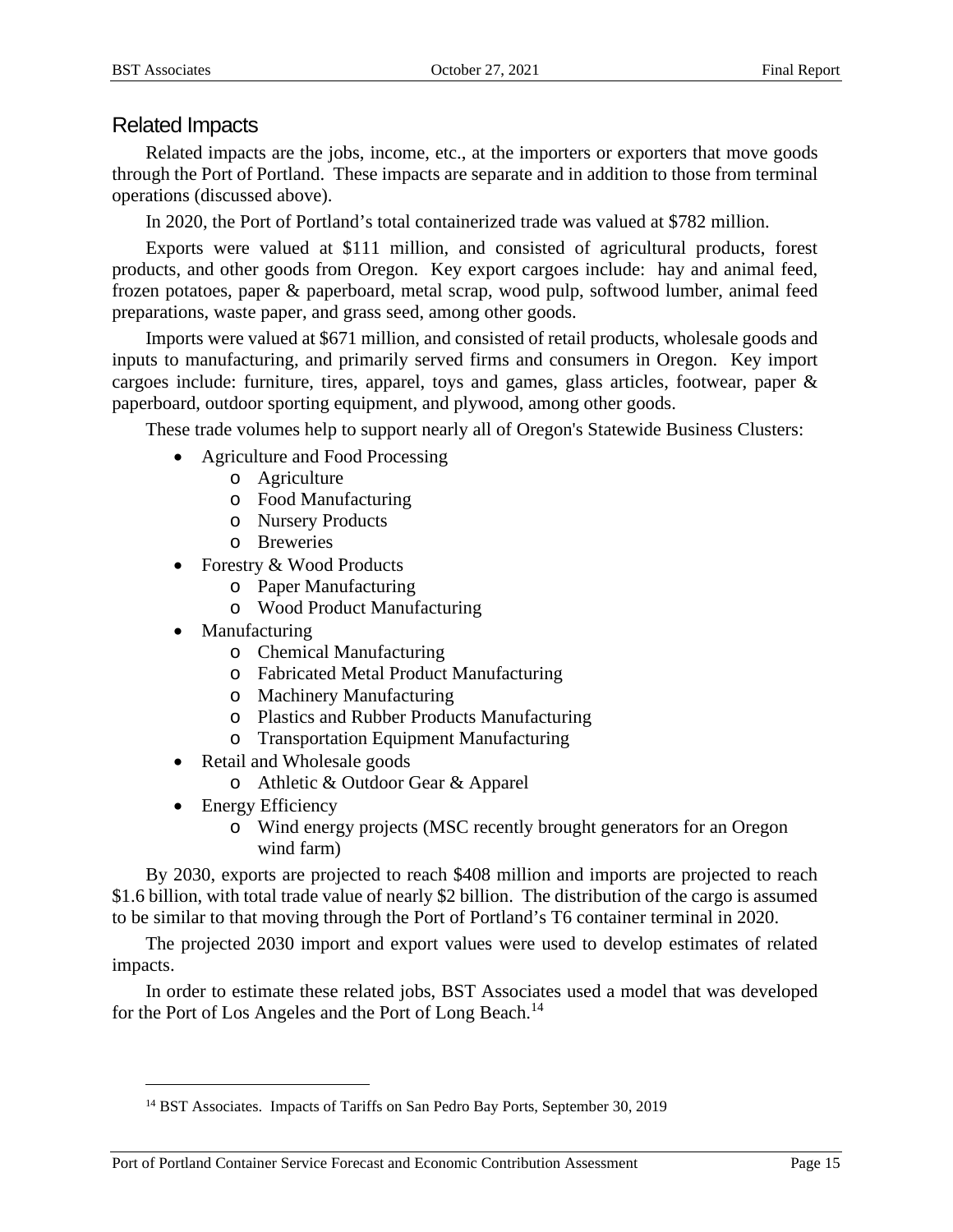## Related Impacts

Related impacts are the jobs, income, etc., at the importers or exporters that move goods through the Port of Portland. These impacts are separate and in addition to those from terminal operations (discussed above).

In 2020, the Port of Portland's total containerized trade was valued at $782 million.

Exports were valued at $111 million, and consisted of agricultural products, forest products, and other goods from Oregon. Key export cargoes include: hay and animal feed, frozen potatoes, paper & paperboard, metal scrap, wood pulp, softwood lumber, animal feed preparations, waste paper, and grass seed, among other goods.

Imports were valued at $671 million, and consisted of retail products, wholesale goods and inputs to manufacturing, and primarily served firms and consumers in Oregon. Key import cargoes include: furniture, tires, apparel, toys and games, glass articles, footwear, paper & paperboard, outdoor sporting equipment, and plywood, among other goods.

These trade volumes help to support nearly all of Oregon's Statewide Business Clusters:

- Agriculture and Food Processing
  - Agriculture
  - Food Manufacturing
  - Nursery Products
  - Breweries
- Forestry & Wood Products
  - Paper Manufacturing
  - Wood Product Manufacturing
- Manufacturing
  - Chemical Manufacturing
  - Fabricated Metal Product Manufacturing
  - Machinery Manufacturing
  - Plastics and Rubber Products Manufacturing
  - Transportation Equipment Manufacturing
- Retail and Wholesale goods
  - Athletic & Outdoor Gear & Apparel
- Energy Efficiency
  - Wind energy projects (MSC recently brought generators for an Oregon wind farm)

By 2030, exports are projected to reach $408 million and imports are projected to reach $1.6 billion, with total trade value of nearly $2 billion. The distribution of the cargo is assumed to be similar to that moving through the Port of Portland's T6 container terminal in 2020.

The projected 2030 import and export values were used to develop estimates of related impacts.

In order to estimate these related jobs, BST Associates used a model that was developed for the Port of Los Angeles and the Port of Long Beach.[14]

[14] BST Associates. Impacts of Tariffs on San Pedro Bay Ports, September 30, 2019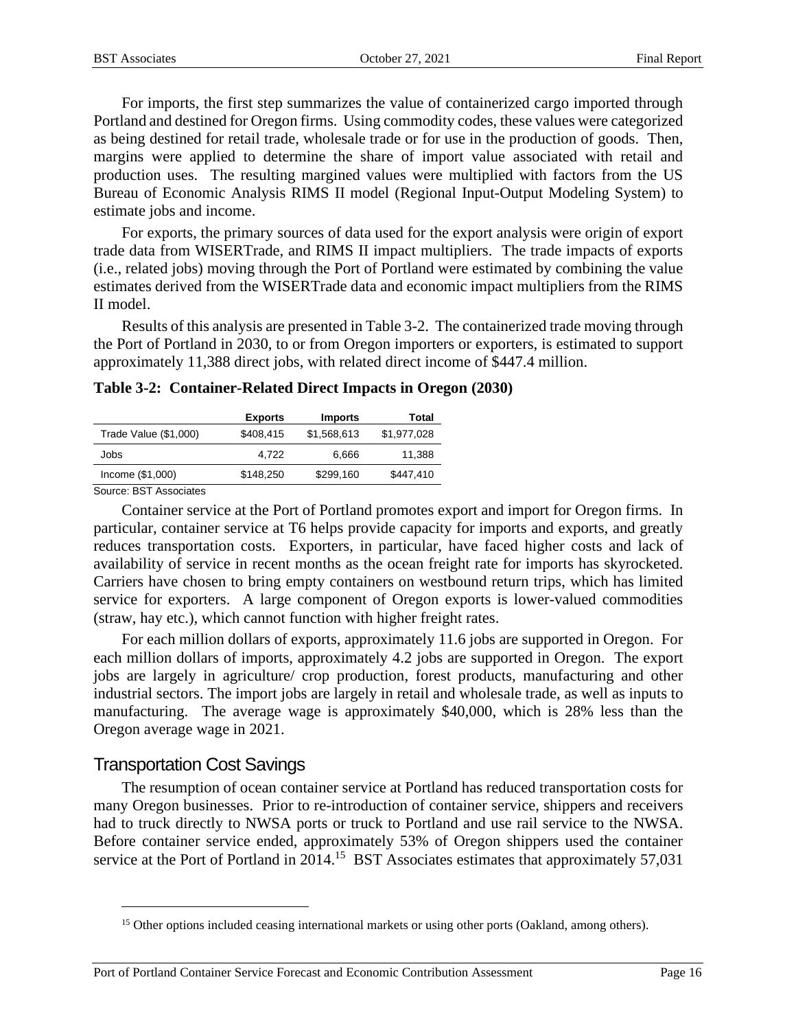For imports, the first step summarizes the value of containerized cargo imported through Portland and destined for Oregon firms. Using commodity codes, these values were categorized as being destined for retail trade, wholesale trade or for use in the production of goods. Then, margins were applied to determine the share of import value associated with retail and production uses. The resulting margined values were multiplied with factors from the US Bureau of Economic Analysis RIMS II model (Regional Input-Output Modeling System) to estimate jobs and income.

For exports, the primary sources of data used for the export analysis were origin of export trade data from WISERTrade, and RIMS II impact multipliers. The trade impacts of exports (i.e., related jobs) moving through the Port of Portland were estimated by combining the value estimates derived from the WISERTrade data and economic impact multipliers from the RIMS II model.

Results of this analysis are presented in Table 3-2. The containerized trade moving through the Port of Portland in 2030, to or from Oregon importers or exporters, is estimated to support approximately 11,388 direct jobs, with related direct income of $447.4 million.

**Table 3-2: Container-Related Direct Impacts in Oregon (2030)**

| | Exports | Imports | Total |
|---|---|---|---|
| Trade Value ($1,000) | $408,415 | $1,568,613 | $1,977,028 |
| Jobs | 4,722 | 6,666 | 11,388 |
| Income ($1,000) | $148,250 | $299,160 | $447,410 |

Source: BST Associates

Container service at the Port of Portland promotes export and import for Oregon firms. In particular, container service at T6 helps provide capacity for imports and exports, and greatly reduces transportation costs. Exporters, in particular, have faced higher costs and lack of availability of service in recent months as the ocean freight rate for imports has skyrocketed. Carriers have chosen to bring empty containers on westbound return trips, which has limited service for exporters. A large component of Oregon exports is lower-valued commodities (straw, hay etc.), which cannot function with higher freight rates.

For each million dollars of exports, approximately 11.6 jobs are supported in Oregon. For each million dollars of imports, approximately 4.2 jobs are supported in Oregon. The export jobs are largely in agriculture/ crop production, forest products, manufacturing and other industrial sectors. The import jobs are largely in retail and wholesale trade, as well as inputs to manufacturing. The average wage is approximately $40,000, which is 28% less than the Oregon average wage in 2021.

## Transportation Cost Savings

The resumption of ocean container service at Portland has reduced transportation costs for many Oregon businesses. Prior to re-introduction of container service, shippers and receivers had to truck directly to NWSA ports or truck to Portland and use rail service to the NWSA. Before container service ended, approximately 53% of Oregon shippers used the container service at the Port of Portland in 2014.[15] BST Associates estimates that approximately 57,031

[15] Other options included ceasing international markets or using other ports (Oakland, among others).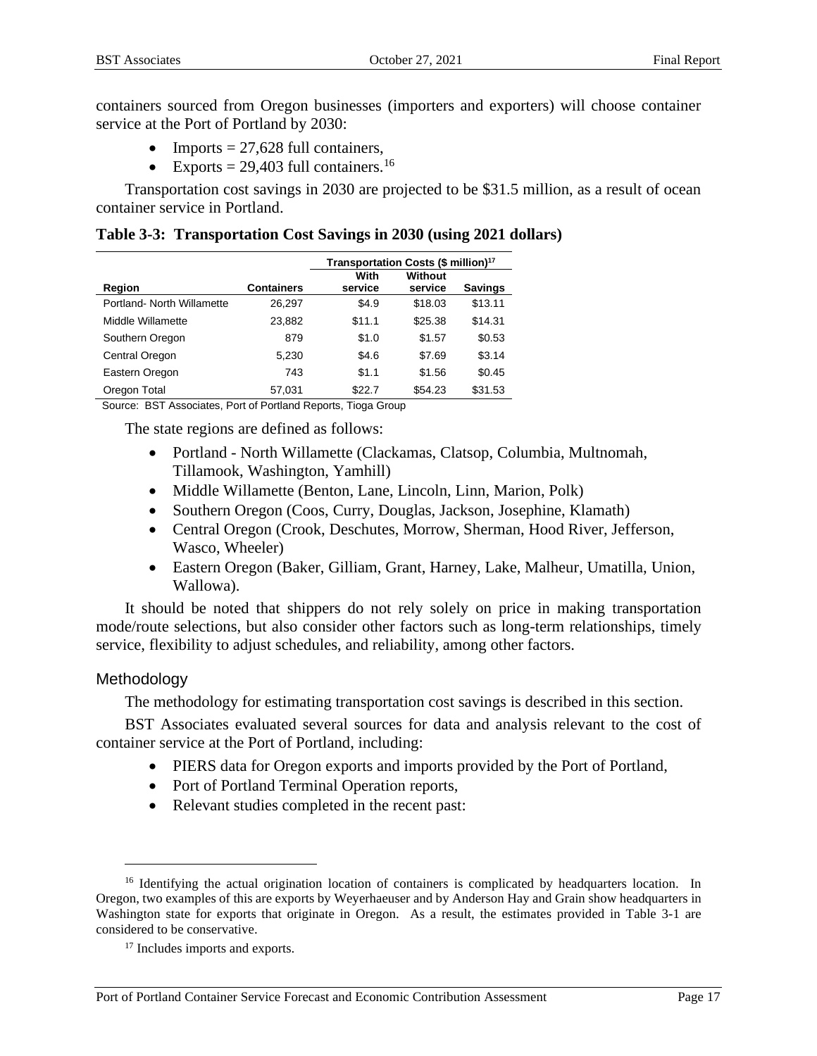containers sourced from Oregon businesses (importers and exporters) will choose container service at the Port of Portland by 2030:

- Imports = 27,628 full containers,
- Exports = 29,403 full containers.[16]

Transportation cost savings in 2030 are projected to be $31.5 million, as a result of ocean container service in Portland.

**Table 3-3: Transportation Cost Savings in 2030 (using 2021 dollars)**

| | | Transportation Costs ($ million)[17] | | |
|---|---|---|---|---|
| **Region** | **Containers** | **With service** | **Without service** | **Savings** |
| Portland- North Willamette | 26,297 | $4.9 | $18.03 | $13.11 |
| Middle Willamette | 23,882 | $11.1 | $25.38 | $14.31 |
| Southern Oregon | 879 | $1.0 | $1.57 | $0.53 |
| Central Oregon | 5,230 | $4.6 | $7.69 | $3.14 |
| Eastern Oregon | 743 | $1.1 | $1.56 | $0.45 |
| Oregon Total | 57,031 | $22.7 | $54.23 | $31.53 |

Source: BST Associates, Port of Portland Reports, Tioga Group

The state regions are defined as follows:

- Portland - North Willamette (Clackamas, Clatsop, Columbia, Multnomah, Tillamook, Washington, Yamhill)
- Middle Willamette (Benton, Lane, Lincoln, Linn, Marion, Polk)
- Southern Oregon (Coos, Curry, Douglas, Jackson, Josephine, Klamath)
- Central Oregon (Crook, Deschutes, Morrow, Sherman, Hood River, Jefferson, Wasco, Wheeler)
- Eastern Oregon (Baker, Gilliam, Grant, Harney, Lake, Malheur, Umatilla, Union, Wallowa).

It should be noted that shippers do not rely solely on price in making transportation mode/route selections, but also consider other factors such as long-term relationships, timely service, flexibility to adjust schedules, and reliability, among other factors.

## Methodology

The methodology for estimating transportation cost savings is described in this section.

BST Associates evaluated several sources for data and analysis relevant to the cost of container service at the Port of Portland, including:

- PIERS data for Oregon exports and imports provided by the Port of Portland,
- Port of Portland Terminal Operation reports,
- Relevant studies completed in the recent past:

---

[16] Identifying the actual origination location of containers is complicated by headquarters location. In Oregon, two examples of this are exports by Weyerhaeuser and by Anderson Hay and Grain show headquarters in Washington state for exports that originate in Oregon. As a result, the estimates provided in Table 3-1 are considered to be conservative.

[17] Includes imports and exports.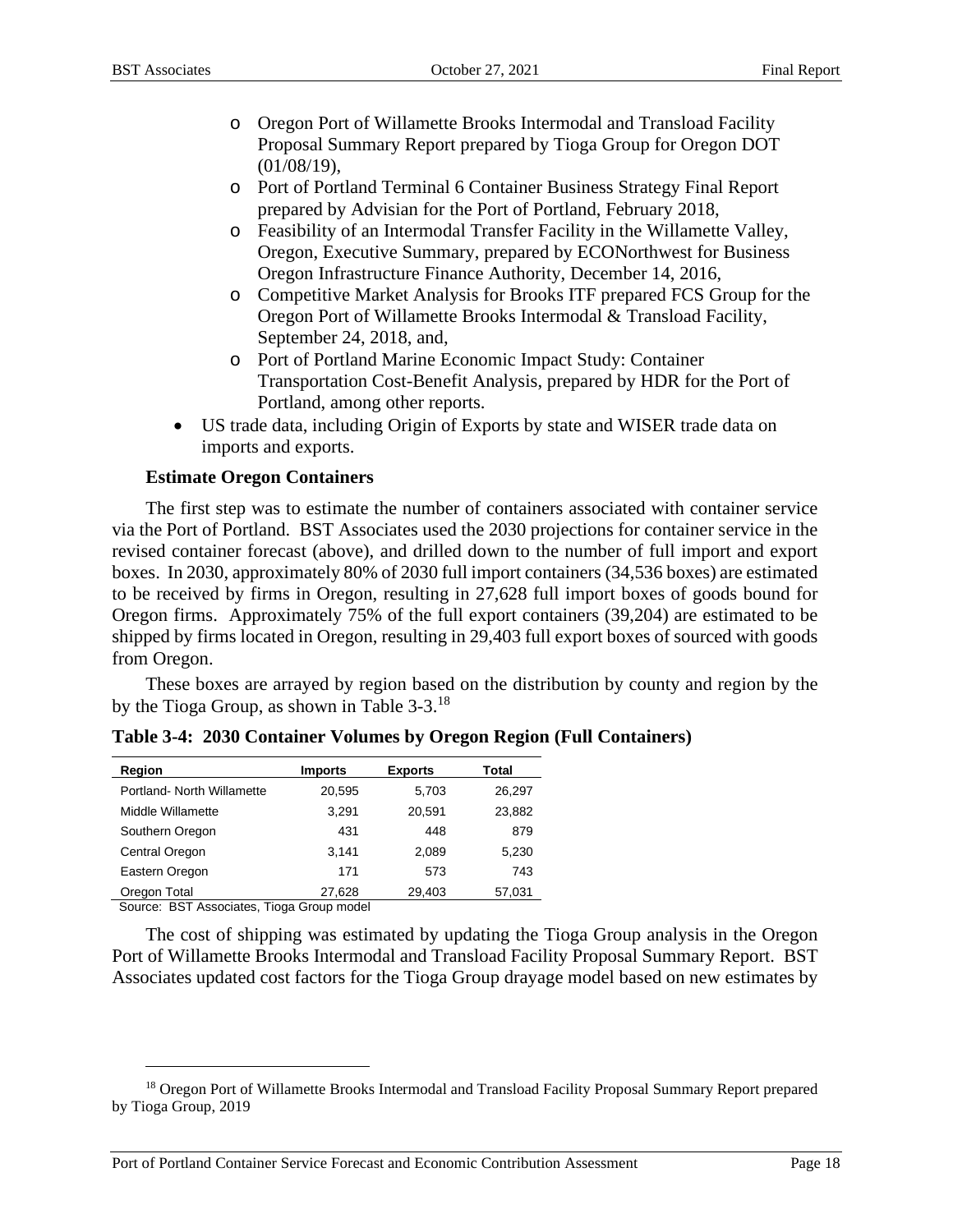- Oregon Port of Willamette Brooks Intermodal and Transload Facility Proposal Summary Report prepared by Tioga Group for Oregon DOT (01/08/19),
  - Port of Portland Terminal 6 Container Business Strategy Final Report prepared by Advisian for the Port of Portland, February 2018,
  - Feasibility of an Intermodal Transfer Facility in the Willamette Valley, Oregon, Executive Summary, prepared by ECONorthwest for Business Oregon Infrastructure Finance Authority, December 14, 2016,
  - Competitive Market Analysis for Brooks ITF prepared FCS Group for the Oregon Port of Willamette Brooks Intermodal & Transload Facility, September 24, 2018, and,
  - Port of Portland Marine Economic Impact Study: Container Transportation Cost-Benefit Analysis, prepared by HDR for the Port of Portland, among other reports.
- US trade data, including Origin of Exports by state and WISER trade data on imports and exports.

**Estimate Oregon Containers**

The first step was to estimate the number of containers associated with container service via the Port of Portland. BST Associates used the 2030 projections for container service in the revised container forecast (above), and drilled down to the number of full import and export boxes. In 2030, approximately 80% of 2030 full import containers (34,536 boxes) are estimated to be received by firms in Oregon, resulting in 27,628 full import boxes of goods bound for Oregon firms. Approximately 75% of the full export containers (39,204) are estimated to be shipped by firms located in Oregon, resulting in 29,403 full export boxes of sourced with goods from Oregon.

These boxes are arrayed by region based on the distribution by county and region by the by the Tioga Group, as shown in Table 3-3.[18]

**Table 3-4: 2030 Container Volumes by Oregon Region (Full Containers)**

| Region | Imports | Exports | Total |
|---|---|---|---|
| Portland- North Willamette | 20,595 | 5,703 | 26,297 |
| Middle Willamette | 3,291 | 20,591 | 23,882 |
| Southern Oregon | 431 | 448 | 879 |
| Central Oregon | 3,141 | 2,089 | 5,230 |
| Eastern Oregon | 171 | 573 | 743 |
| Oregon Total | 27,628 | 29,403 | 57,031 |

Source: BST Associates, Tioga Group model

The cost of shipping was estimated by updating the Tioga Group analysis in the Oregon Port of Willamette Brooks Intermodal and Transload Facility Proposal Summary Report. BST Associates updated cost factors for the Tioga Group drayage model based on new estimates by

[18] Oregon Port of Willamette Brooks Intermodal and Transload Facility Proposal Summary Report prepared by Tioga Group, 2019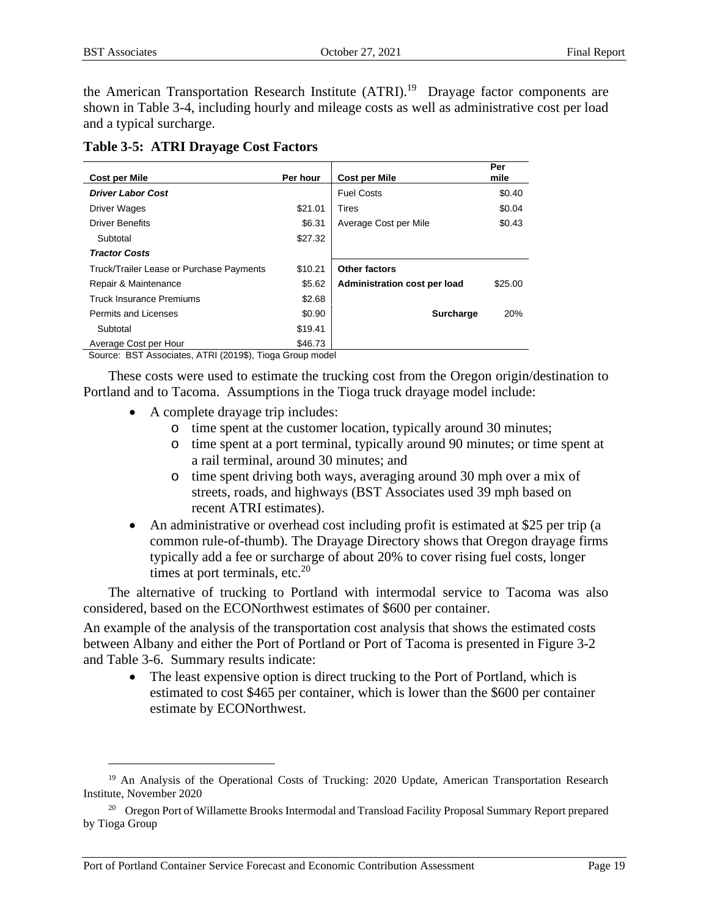the American Transportation Research Institute (ATRI).[19] Drayage factor components are shown in Table 3-4, including hourly and mileage costs as well as administrative cost per load and a typical surcharge.

**Table 3-5: ATRI Drayage Cost Factors**

| Cost per Mile | Per hour | Cost per Mile | Per mile |
|---|---|---|---|
| ***Driver Labor Cost*** | | Fuel Costs | $0.40 |
| Driver Wages | $21.01 | Tires | $0.04 |
| Driver Benefits | $6.31 | Average Cost per Mile | $0.43 |
| Subtotal | $27.32 | | |
| ***Tractor Costs*** | | | |
| Truck/Trailer Lease or Purchase Payments | $10.21 | **Other factors** | |
| Repair & Maintenance | $5.62 | **Administration cost per load** | $25.00 |
| Truck Insurance Premiums | $2.68 | | |
| Permits and Licenses | $0.90 | **Surcharge** | 20% |
| Subtotal | $19.41 | | |
| Average Cost per Hour | $46.73 | | |

Source: BST Associates, ATRI (2019$), Tioga Group model

These costs were used to estimate the trucking cost from the Oregon origin/destination to Portland and to Tacoma. Assumptions in the Tioga truck drayage model include:

- A complete drayage trip includes:
  - time spent at the customer location, typically around 30 minutes;
  - time spent at a port terminal, typically around 90 minutes; or time spent at a rail terminal, around 30 minutes; and
  - time spent driving both ways, averaging around 30 mph over a mix of streets, roads, and highways (BST Associates used 39 mph based on recent ATRI estimates).
- An administrative or overhead cost including profit is estimated at $25 per trip (a common rule-of-thumb). The Drayage Directory shows that Oregon drayage firms typically add a fee or surcharge of about 20% to cover rising fuel costs, longer times at port terminals, etc.[20]

The alternative of trucking to Portland with intermodal service to Tacoma was also considered, based on the ECONorthwest estimates of $600 per container.

An example of the analysis of the transportation cost analysis that shows the estimated costs between Albany and either the Port of Portland or Port of Tacoma is presented in Figure 3-2 and Table 3-6. Summary results indicate:

- The least expensive option is direct trucking to the Port of Portland, which is estimated to cost $465 per container, which is lower than the $600 per container estimate by ECONorthwest.

[19] An Analysis of the Operational Costs of Trucking: 2020 Update, American Transportation Research Institute, November 2020

[20] Oregon Port of Willamette Brooks Intermodal and Transload Facility Proposal Summary Report prepared by Tioga Group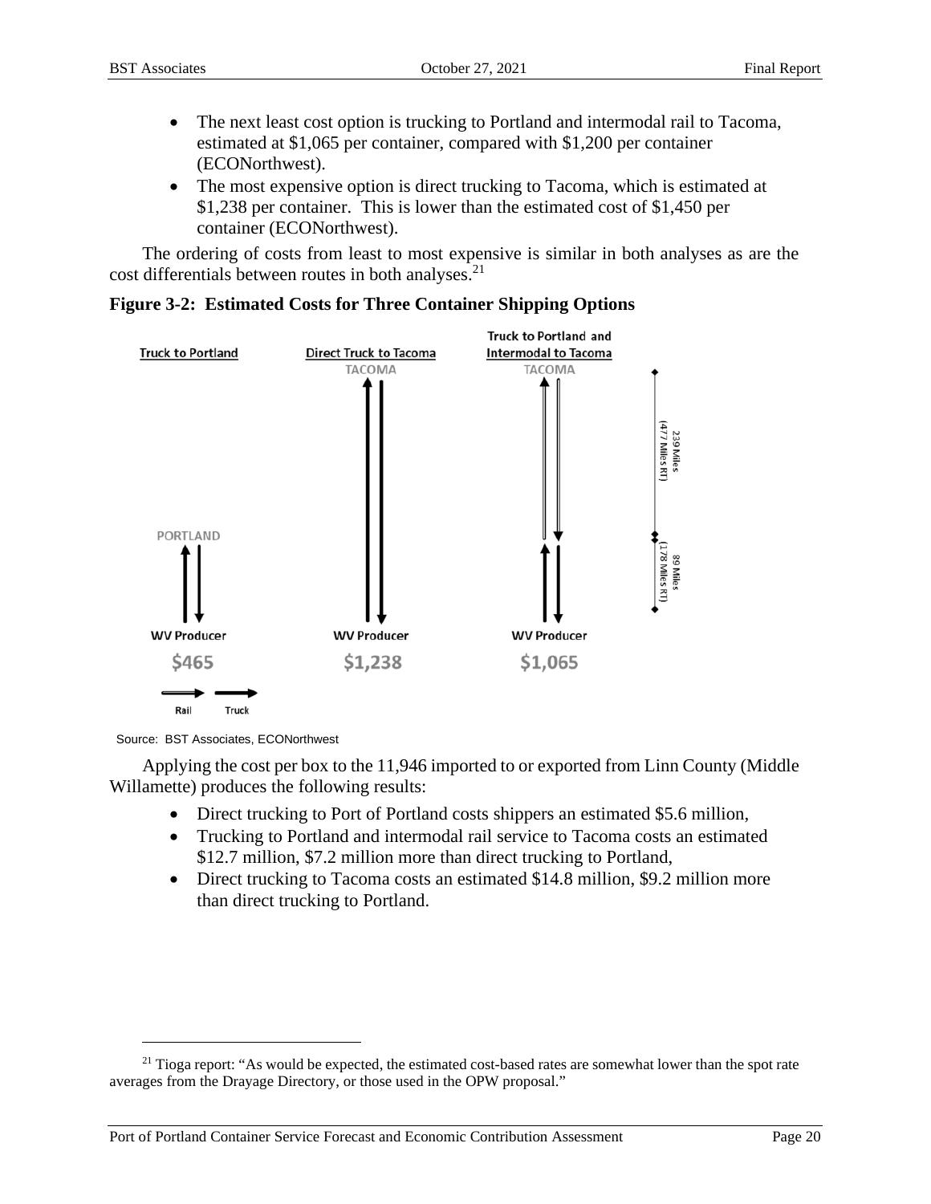- The next least cost option is trucking to Portland and intermodal rail to Tacoma, estimated at $1,065 per container, compared with $1,200 per container (ECONorthwest).
- The most expensive option is direct trucking to Tacoma, which is estimated at $1,238 per container. This is lower than the estimated cost of $1,450 per container (ECONorthwest).

The ordering of costs from least to most expensive is similar in both analyses as are the cost differentials between routes in both analyses.[21]

**Figure 3-2: Estimated Costs for Three Container Shipping Options**

Truck to Portland: WV Producer → PORTLAND — $465

Direct Truck to Tacoma: WV Producer → TACOMA — $1,238

Truck to Portland and Intermodal to Tacoma: WV Producer → (truck) → Portland → (rail) → TACOMA — $1,065

89 Miles (178 Miles RT); 239 Miles (477 Miles RT)

Rail / Truck

Source: BST Associates, ECONorthwest

Applying the cost per box to the 11,946 imported to or exported from Linn County (Middle Willamette) produces the following results:

- Direct trucking to Port of Portland costs shippers an estimated $5.6 million,
- Trucking to Portland and intermodal rail service to Tacoma costs an estimated $12.7 million, $7.2 million more than direct trucking to Portland,
- Direct trucking to Tacoma costs an estimated $14.8 million, $9.2 million more than direct trucking to Portland.

[21] Tioga report: "As would be expected, the estimated cost-based rates are somewhat lower than the spot rate averages from the Drayage Directory, or those used in the OPW proposal."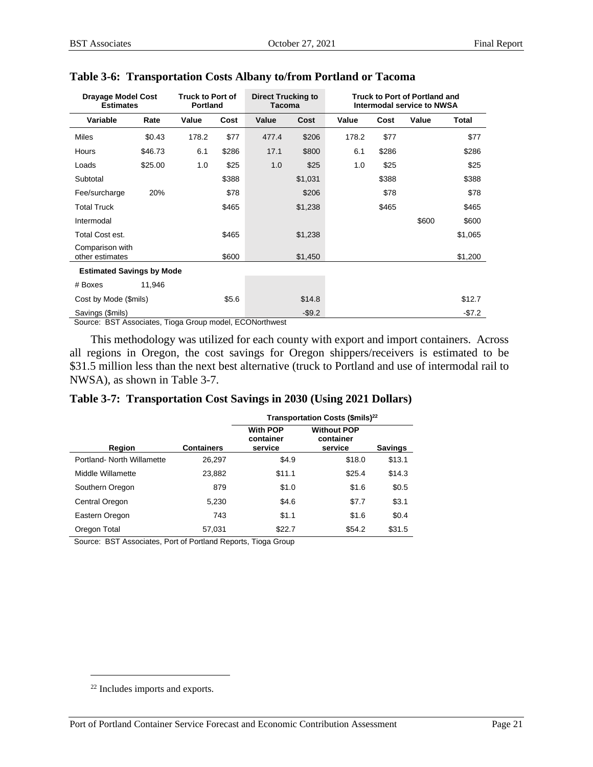### Table 3-6: Transportation Costs Albany to/from Portland or Tacoma

| Drayage Model Cost Estimates | | Truck to Port of Portland | | Direct Trucking to Tacoma | | Truck to Port of Portland and Intermodal service to NWSA | | | |
|---|---|---|---|---|---|---|---|---|---|
| Variable | Rate | Value | Cost | Value | Cost | Value | Cost | Value | Total |
| Miles | $0.43 | 178.2 | $77 | 477.4 | $206 | 178.2 | $77 | | $77 |
| Hours | $46.73 | 6.1 | $286 | 17.1 | $800 | 6.1 | $286 | | $286 |
| Loads | $25.00 | 1.0 | $25 | 1.0 | $25 | 1.0 | $25 | | $25 |
| Subtotal | | | $388 | | $1,031 | | $388 | | $388 |
| Fee/surcharge | 20% | | $78 | | $206 | | $78 | | $78 |
| Total Truck | | | $465 | | $1,238 | | $465 | | $465 |
| Intermodal | | | | | | | | $600 | $600 |
| Total Cost est. | | | $465 | | $1,238 | | | | $1,065 |
| Comparison with other estimates | | | $600 | | $1,450 | | | | $1,200 |
| **Estimated Savings by Mode** | | | | | | | | | |
| # Boxes | 11,946 | | | | | | | | |
| Cost by Mode ($mils) | | | $5.6 | | $14.8 | | | | $12.7 |
| Savings ($mils) | | | | | -$9.2 | | | | -$7.2 |

Source: BST Associates, Tioga Group model, ECONorthwest

This methodology was utilized for each county with export and import containers. Across all regions in Oregon, the cost savings for Oregon shippers/receivers is estimated to be $31.5 million less than the next best alternative (truck to Portland and use of intermodal rail to NWSA), as shown in Table 3-7.

### Table 3-7: Transportation Cost Savings in 2030 (Using 2021 Dollars)

| | | Transportation Costs ($mils)[22] | | |
|---|---|---|---|---|
| Region | Containers | With POP container service | Without POP container service | Savings |
| Portland- North Willamette | 26,297 | $4.9 | $18.0 | $13.1 |
| Middle Willamette | 23,882 | $11.1 | $25.4 | $14.3 |
| Southern Oregon | 879 | $1.0 | $1.6 | $0.5 |
| Central Oregon | 5,230 | $4.6 | $7.7 | $3.1 |
| Eastern Oregon | 743 | $1.1 | $1.6 | $0.4 |
| Oregon Total | 57,031 | $22.7 | $54.2 | $31.5 |

Source: BST Associates, Port of Portland Reports, Tioga Group

[22] Includes imports and exports.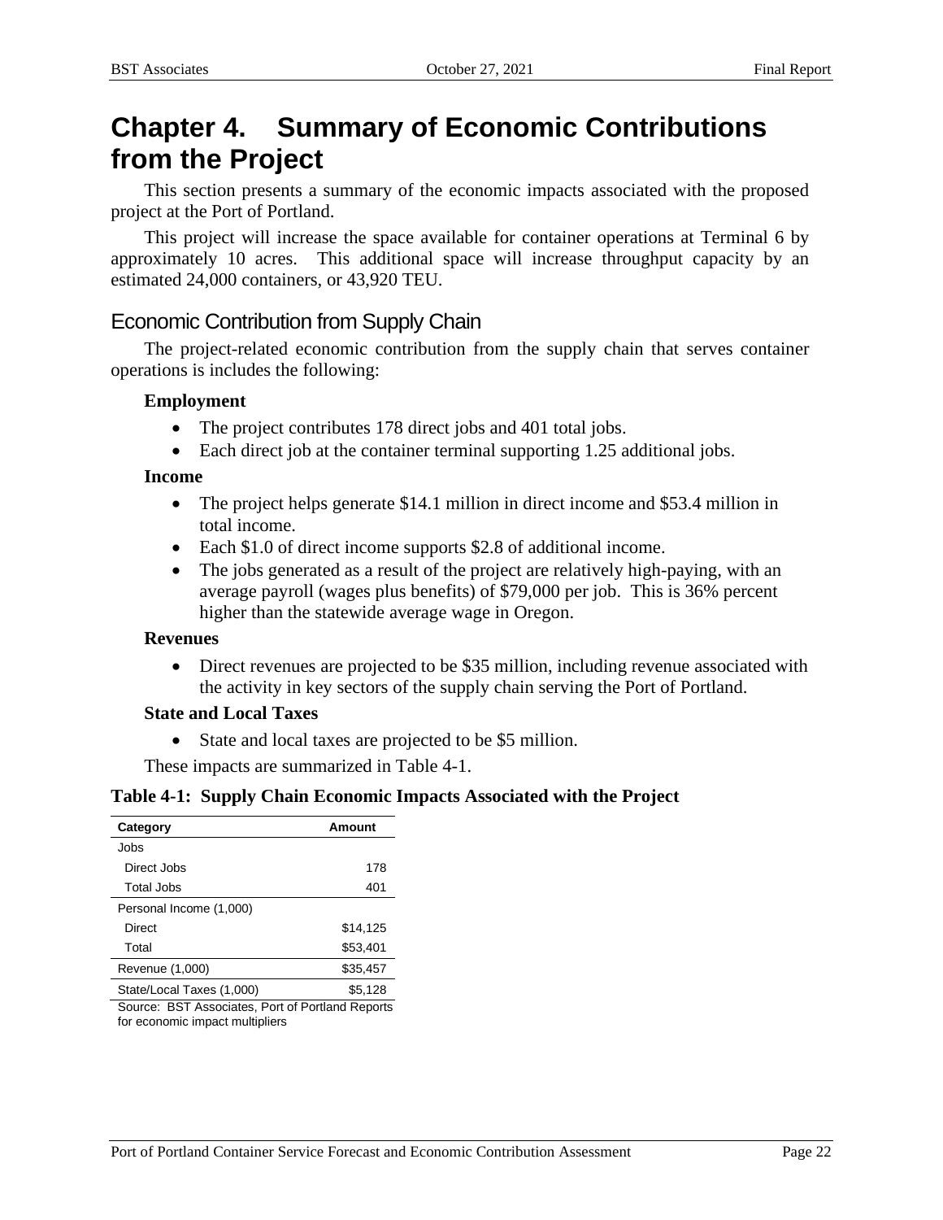# Chapter 4. Summary of Economic Contributions from the Project

This section presents a summary of the economic impacts associated with the proposed project at the Port of Portland.

This project will increase the space available for container operations at Terminal 6 by approximately 10 acres. This additional space will increase throughput capacity by an estimated 24,000 containers, or 43,920 TEU.

## Economic Contribution from Supply Chain

The project-related economic contribution from the supply chain that serves container operations is includes the following:

**Employment**

- The project contributes 178 direct jobs and 401 total jobs.
- Each direct job at the container terminal supporting 1.25 additional jobs.

**Income**

- The project helps generate $14.1 million in direct income and $53.4 million in total income.
- Each $1.0 of direct income supports $2.8 of additional income.
- The jobs generated as a result of the project are relatively high-paying, with an average payroll (wages plus benefits) of $79,000 per job. This is 36% percent higher than the statewide average wage in Oregon.

**Revenues**

- Direct revenues are projected to be $35 million, including revenue associated with the activity in key sectors of the supply chain serving the Port of Portland.

**State and Local Taxes**

- State and local taxes are projected to be $5 million.

These impacts are summarized in Table 4-1.

**Table 4-1: Supply Chain Economic Impacts Associated with the Project**

| Category | Amount |
|---|---|
| Jobs | |
| Direct Jobs | 178 |
| Total Jobs | 401 |
| Personal Income (1,000) | |
| Direct | $14,125 |
| Total | $53,401 |
| Revenue (1,000) | $35,457 |
| State/Local Taxes (1,000) | $5,128 |

Source: BST Associates, Port of Portland Reports for economic impact multipliers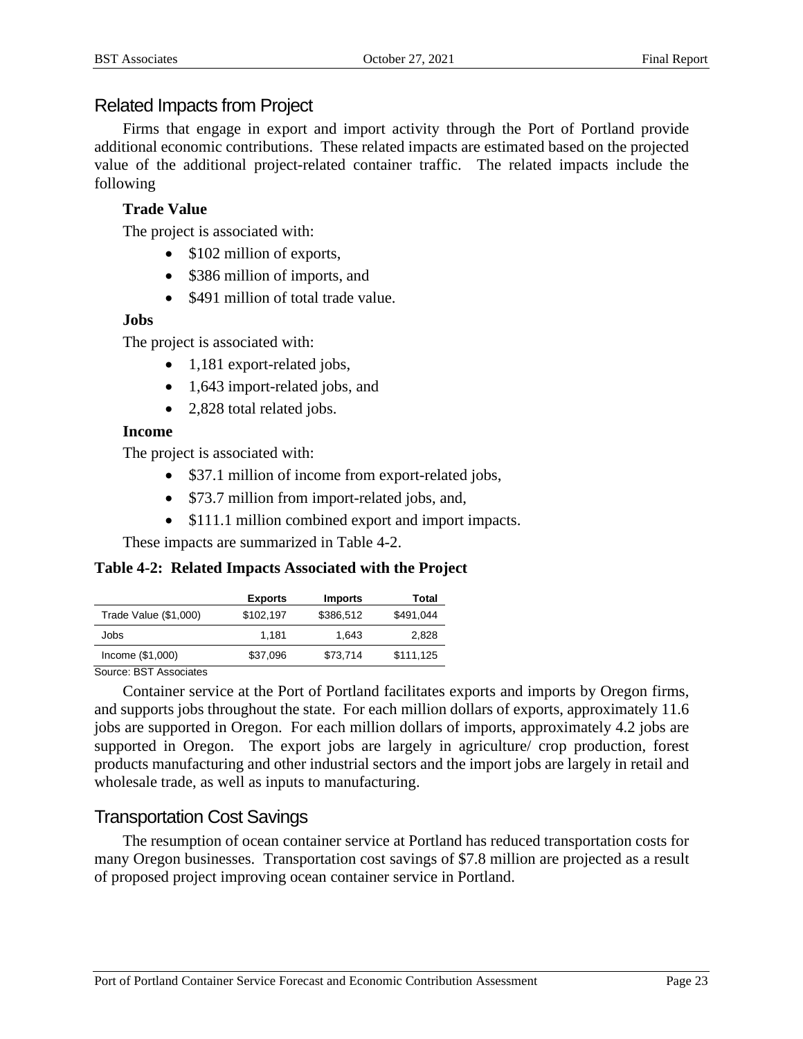## Related Impacts from Project

Firms that engage in export and import activity through the Port of Portland provide additional economic contributions. These related impacts are estimated based on the projected value of the additional project-related container traffic. The related impacts include the following

**Trade Value**

The project is associated with:

- $102 million of exports,
- $386 million of imports, and
- $491 million of total trade value.

**Jobs**

The project is associated with:

- 1,181 export-related jobs,
- 1,643 import-related jobs, and
- 2,828 total related jobs.

**Income**

The project is associated with:

- $37.1 million of income from export-related jobs,
- $73.7 million from import-related jobs, and,
- $111.1 million combined export and import impacts.

These impacts are summarized in Table 4-2.

**Table 4-2: Related Impacts Associated with the Project**

| | Exports | Imports | Total |
|---|---|---|---|
| Trade Value ($1,000) | $102,197 | $386,512 | $491,044 |
| Jobs | 1,181 | 1,643 | 2,828 |
| Income ($1,000) | $37,096 | $73,714 | $111,125 |

Source: BST Associates

Container service at the Port of Portland facilitates exports and imports by Oregon firms, and supports jobs throughout the state. For each million dollars of exports, approximately 11.6 jobs are supported in Oregon. For each million dollars of imports, approximately 4.2 jobs are supported in Oregon. The export jobs are largely in agriculture/ crop production, forest products manufacturing and other industrial sectors and the import jobs are largely in retail and wholesale trade, as well as inputs to manufacturing.

## Transportation Cost Savings

The resumption of ocean container service at Portland has reduced transportation costs for many Oregon businesses. Transportation cost savings of $7.8 million are projected as a result of proposed project improving ocean container service in Portland.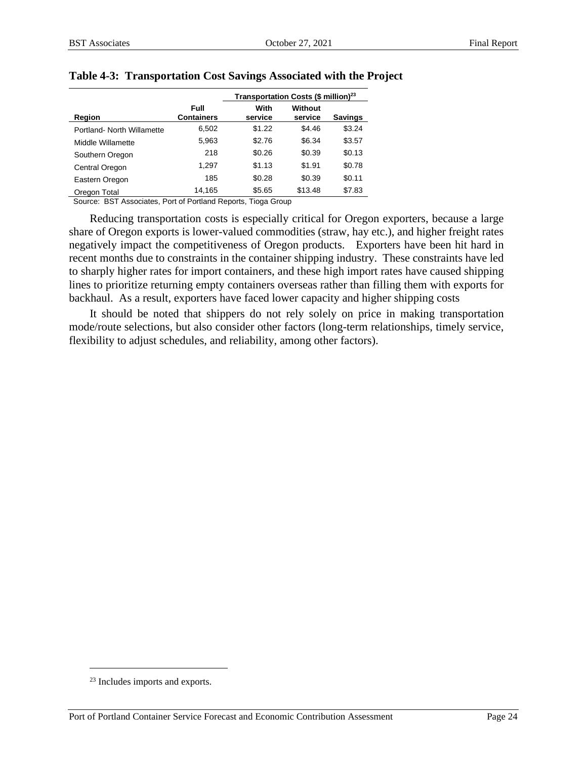**Table 4-3: Transportation Cost Savings Associated with the Project**

| | | Transportation Costs ($ million)[23] | | |
|---|---|---|---|---|
| Region | Full Containers | With service | Without service | Savings |
| Portland- North Willamette | 6,502 | $1.22 | $4.46 | $3.24 |
| Middle Willamette | 5,963 | $2.76 | $6.34 | $3.57 |
| Southern Oregon | 218 | $0.26 | $0.39 | $0.13 |
| Central Oregon | 1,297 | $1.13 | $1.91 | $0.78 |
| Eastern Oregon | 185 | $0.28 | $0.39 | $0.11 |
| Oregon Total | 14,165 | $5.65 | $13.48 | $7.83 |

Source: BST Associates, Port of Portland Reports, Tioga Group

Reducing transportation costs is especially critical for Oregon exporters, because a large share of Oregon exports is lower-valued commodities (straw, hay etc.), and higher freight rates negatively impact the competitiveness of Oregon products. Exporters have been hit hard in recent months due to constraints in the container shipping industry. These constraints have led to sharply higher rates for import containers, and these high import rates have caused shipping lines to prioritize returning empty containers overseas rather than filling them with exports for backhaul. As a result, exporters have faced lower capacity and higher shipping costs

It should be noted that shippers do not rely solely on price in making transportation mode/route selections, but also consider other factors (long-term relationships, timely service, flexibility to adjust schedules, and reliability, among other factors).

[23] Includes imports and exports.